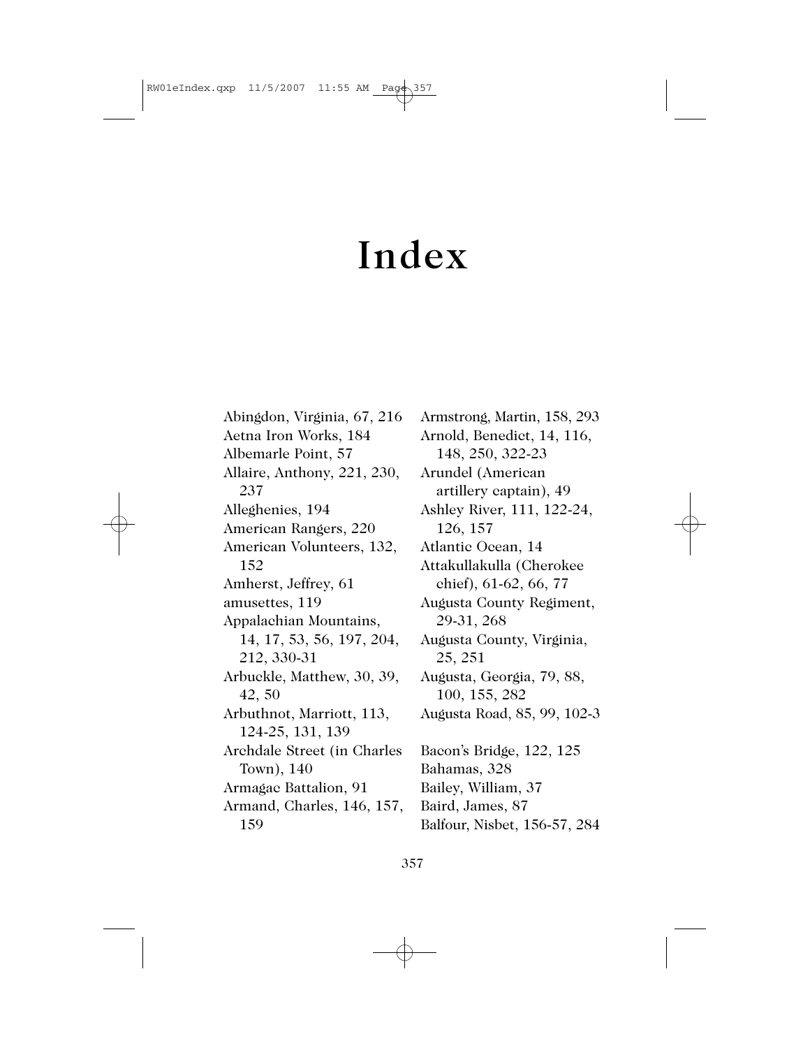# Index

Abingdon, Virginia, 67, 216
Aetna Iron Works, 184
Albemarle Point, 57
Allaire, Anthony, 221, 230, 237
Alleghenies, 194
American Rangers, 220
American Volunteers, 132, 152
Amherst, Jeffrey, 61
amusettes, 119
Appalachian Mountains, 14, 17, 53, 56, 197, 204, 212, 330-31
Arbuckle, Matthew, 30, 39, 42, 50
Arbuthnot, Marriott, 113, 124-25, 131, 139
Archdale Street (in Charles Town), 140
Armagac Battalion, 91
Armand, Charles, 146, 157, 159
Armstrong, Martin, 158, 293
Arnold, Benedict, 14, 116, 148, 250, 322-23
Arundel (American artillery captain), 49
Ashley River, 111, 122-24, 126, 157
Atlantic Ocean, 14
Attakullakulla (Cherokee chief), 61-62, 66, 77
Augusta County Regiment, 29-31, 268
Augusta County, Virginia, 25, 251
Augusta, Georgia, 79, 88, 100, 155, 282
Augusta Road, 85, 99, 102-3

Bacon's Bridge, 122, 125
Bahamas, 328
Bailey, William, 37
Baird, James, 87
Balfour, Nisbet, 156-57, 284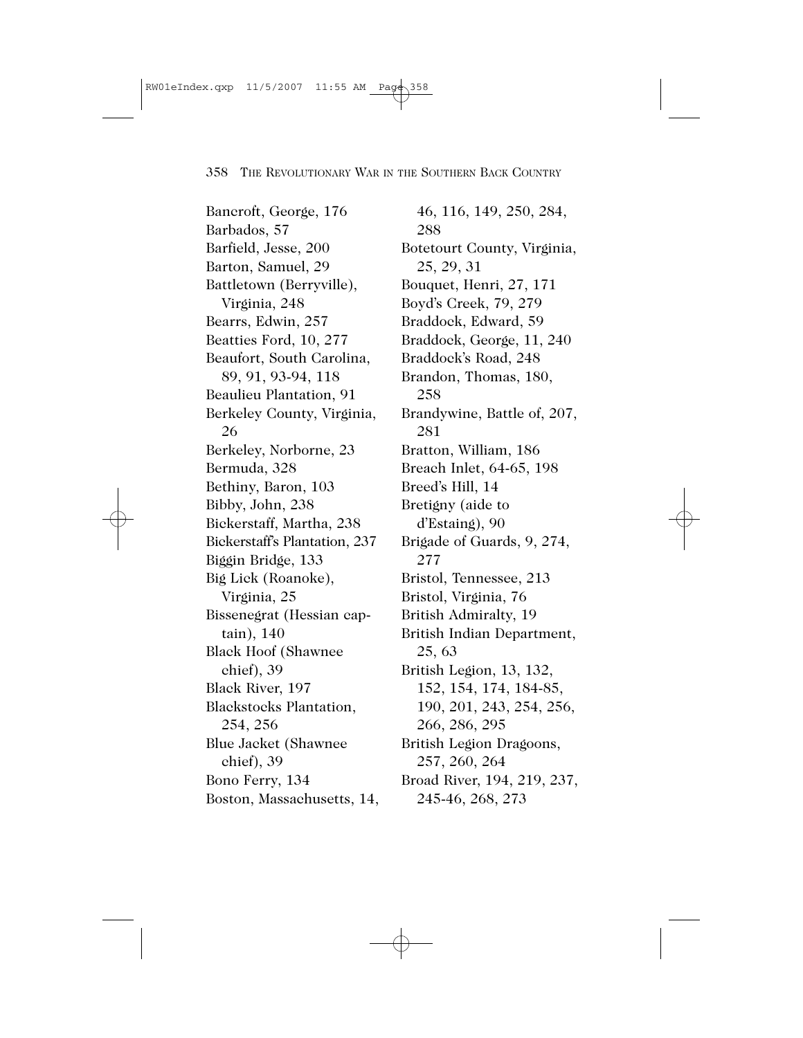Bancroft, George, 176
Barbados, 57
Barfield, Jesse, 200
Barton, Samuel, 29
Battletown (Berryville), Virginia, 248
Bearrs, Edwin, 257
Beatties Ford, 10, 277
Beaufort, South Carolina, 89, 91, 93-94, 118
Beaulieu Plantation, 91
Berkeley County, Virginia, 26
Berkeley, Norborne, 23
Bermuda, 328
Bethiny, Baron, 103
Bibby, John, 238
Bickerstaff, Martha, 238
Bickerstaff's Plantation, 237
Biggin Bridge, 133
Big Lick (Roanoke), Virginia, 25
Bissenegrat (Hessian captain), 140
Black Hoof (Shawnee chief), 39
Black River, 197
Blackstocks Plantation, 254, 256
Blue Jacket (Shawnee chief), 39
Bono Ferry, 134
Boston, Massachusetts, 14, 46, 116, 149, 250, 284, 288
Botetourt County, Virginia, 25, 29, 31
Bouquet, Henri, 27, 171
Boyd's Creek, 79, 279
Braddock, Edward, 59
Braddock, George, 11, 240
Braddock's Road, 248
Brandon, Thomas, 180, 258
Brandywine, Battle of, 207, 281
Bratton, William, 186
Breach Inlet, 64-65, 198
Breed's Hill, 14
Bretigny (aide to d'Estaing), 90
Brigade of Guards, 9, 274, 277
Bristol, Tennessee, 213
Bristol, Virginia, 76
British Admiralty, 19
British Indian Department, 25, 63
British Legion, 13, 132, 152, 154, 174, 184-85, 190, 201, 243, 254, 256, 266, 286, 295
British Legion Dragoons, 257, 260, 264
Broad River, 194, 219, 237, 245-46, 268, 273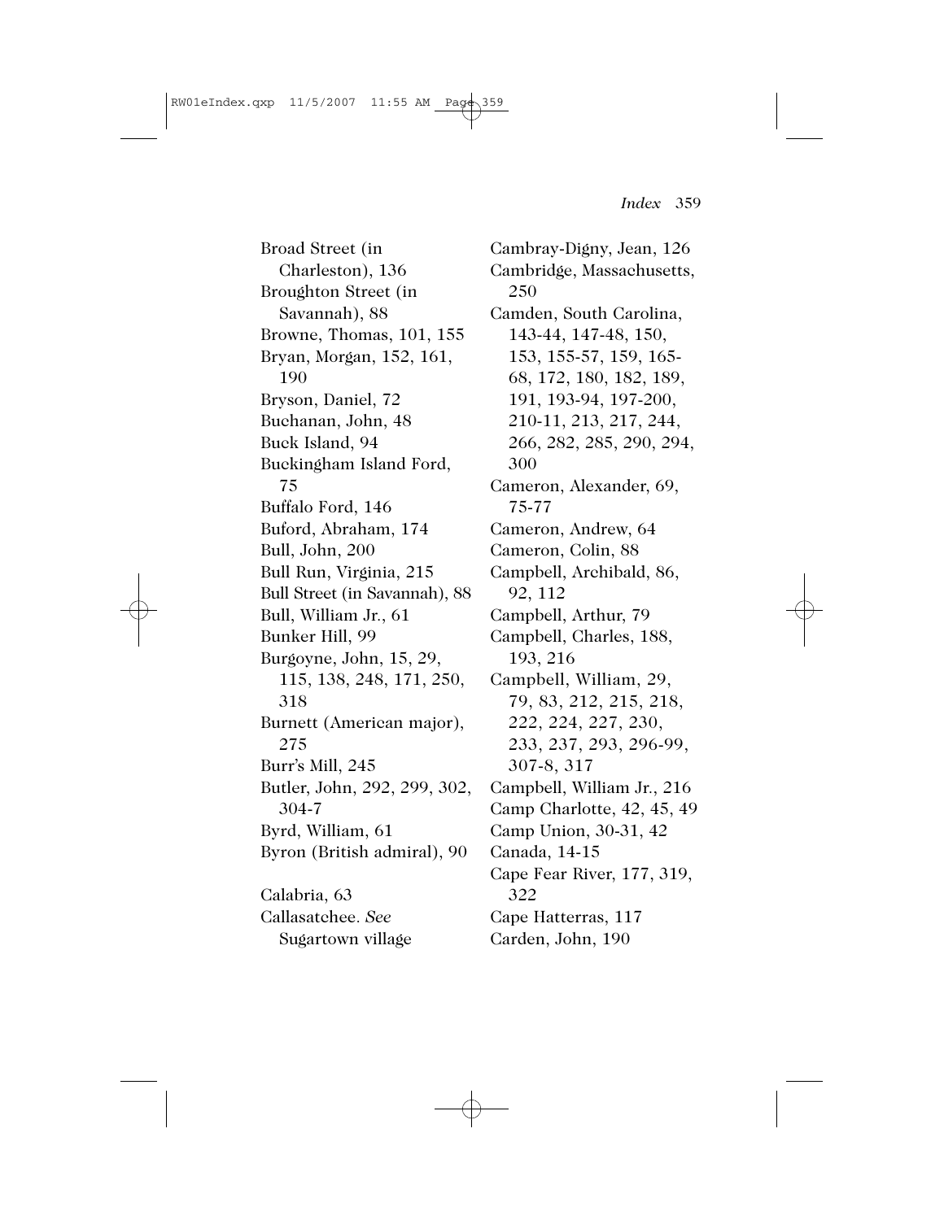Broad Street (in Charleston), 136
Broughton Street (in Savannah), 88
Browne, Thomas, 101, 155
Bryan, Morgan, 152, 161, 190
Bryson, Daniel, 72
Buchanan, John, 48
Buck Island, 94
Buckingham Island Ford, 75
Buffalo Ford, 146
Buford, Abraham, 174
Bull, John, 200
Bull Run, Virginia, 215
Bull Street (in Savannah), 88
Bull, William Jr., 61
Bunker Hill, 99
Burgoyne, John, 15, 29, 115, 138, 248, 171, 250, 318
Burnett (American major), 275
Burr's Mill, 245
Butler, John, 292, 299, 302, 304-7
Byrd, William, 61
Byron (British admiral), 90

Calabria, 63
Callasatchee. *See* Sugartown village
Cambray-Digny, Jean, 126
Cambridge, Massachusetts, 250
Camden, South Carolina, 143-44, 147-48, 150, 153, 155-57, 159, 165-68, 172, 180, 182, 189, 191, 193-94, 197-200, 210-11, 213, 217, 244, 266, 282, 285, 290, 294, 300
Cameron, Alexander, 69, 75-77
Cameron, Andrew, 64
Cameron, Colin, 88
Campbell, Archibald, 86, 92, 112
Campbell, Arthur, 79
Campbell, Charles, 188, 193, 216
Campbell, William, 29, 79, 83, 212, 215, 218, 222, 224, 227, 230, 233, 237, 293, 296-99, 307-8, 317
Campbell, William Jr., 216
Camp Charlotte, 42, 45, 49
Camp Union, 30-31, 42
Canada, 14-15
Cape Fear River, 177, 319, 322
Cape Hatterras, 117
Carden, John, 190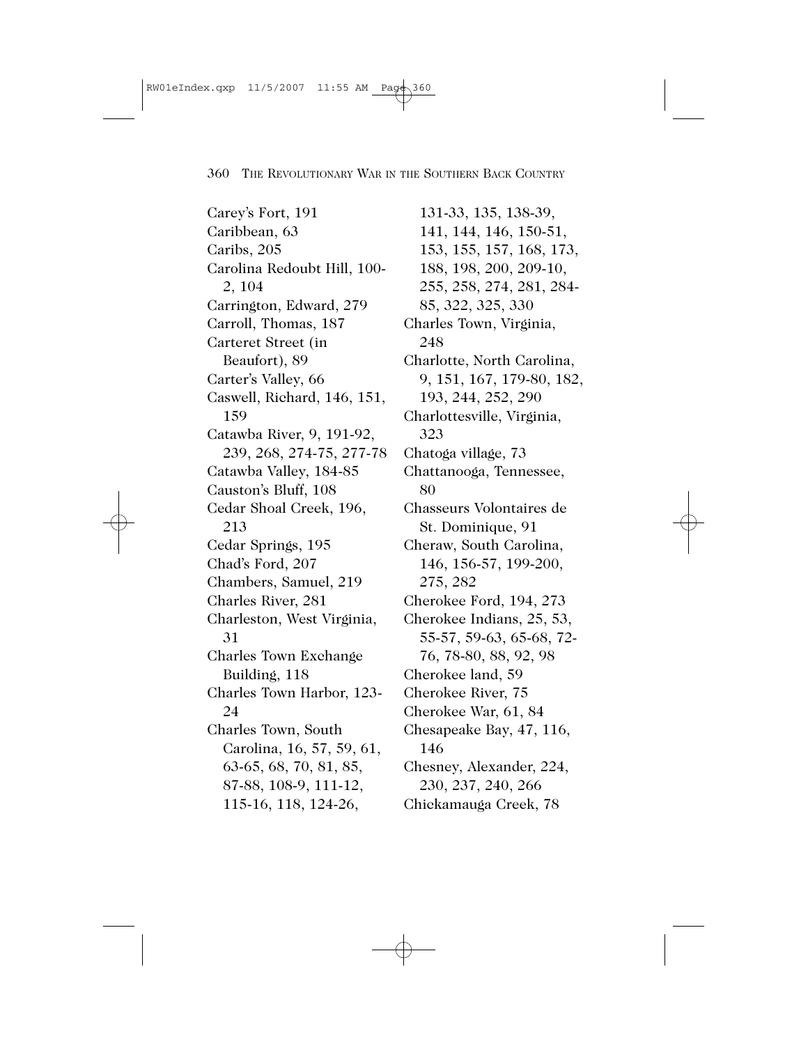Carey's Fort, 191
Caribbean, 63
Caribs, 205
Carolina Redoubt Hill, 100-2, 104
Carrington, Edward, 279
Carroll, Thomas, 187
Carteret Street (in Beaufort), 89
Carter's Valley, 66
Caswell, Richard, 146, 151, 159
Catawba River, 9, 191-92, 239, 268, 274-75, 277-78
Catawba Valley, 184-85
Causton's Bluff, 108
Cedar Shoal Creek, 196, 213
Cedar Springs, 195
Chad's Ford, 207
Chambers, Samuel, 219
Charles River, 281
Charleston, West Virginia, 31
Charles Town Exchange Building, 118
Charles Town Harbor, 123-24
Charles Town, South Carolina, 16, 57, 59, 61, 63-65, 68, 70, 81, 85, 87-88, 108-9, 111-12, 115-16, 118, 124-26, 131-33, 135, 138-39, 141, 144, 146, 150-51, 153, 155, 157, 168, 173, 188, 198, 200, 209-10, 255, 258, 274, 281, 284-85, 322, 325, 330
Charles Town, Virginia, 248
Charlotte, North Carolina, 9, 151, 167, 179-80, 182, 193, 244, 252, 290
Charlottesville, Virginia, 323
Chatoga village, 73
Chattanooga, Tennessee, 80
Chasseurs Volontaires de St. Dominique, 91
Cheraw, South Carolina, 146, 156-57, 199-200, 275, 282
Cherokee Ford, 194, 273
Cherokee Indians, 25, 53, 55-57, 59-63, 65-68, 72-76, 78-80, 88, 92, 98
Cherokee land, 59
Cherokee River, 75
Cherokee War, 61, 84
Chesapeake Bay, 47, 116, 146
Chesney, Alexander, 224, 230, 237, 240, 266
Chickamauga Creek, 78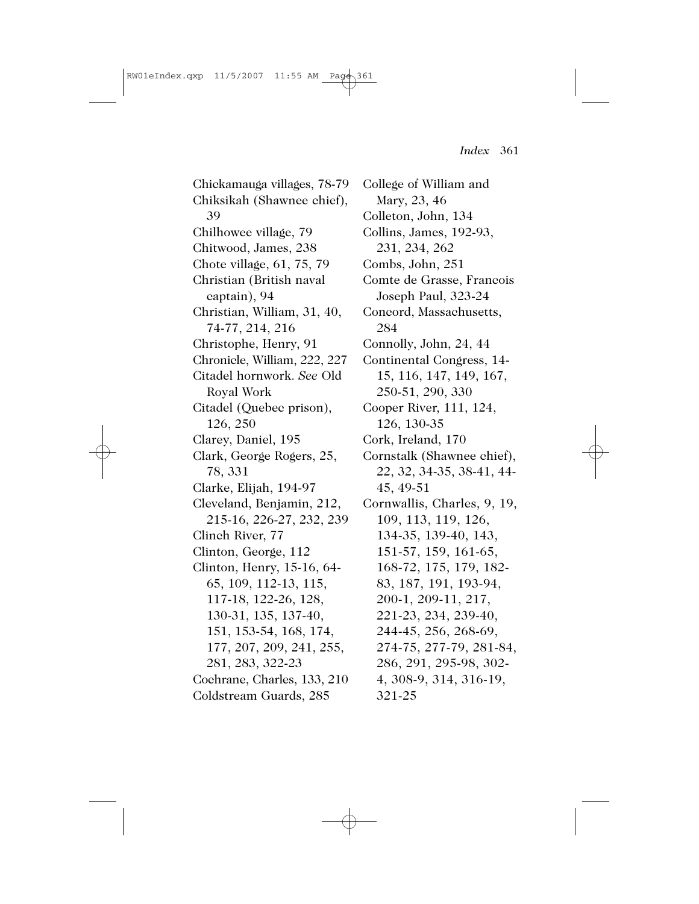Chickamauga villages, 78-79
Chiksikah (Shawnee chief), 39
Chilhowee village, 79
Chitwood, James, 238
Chote village, 61, 75, 79
Christian (British naval captain), 94
Christian, William, 31, 40, 74-77, 214, 216
Christophe, Henry, 91
Chronicle, William, 222, 227
Citadel hornwork. *See* Old Royal Work
Citadel (Quebec prison), 126, 250
Clarey, Daniel, 195
Clark, George Rogers, 25, 78, 331
Clarke, Elijah, 194-97
Cleveland, Benjamin, 212, 215-16, 226-27, 232, 239
Clinch River, 77
Clinton, George, 112
Clinton, Henry, 15-16, 64-65, 109, 112-13, 115, 117-18, 122-26, 128, 130-31, 135, 137-40, 151, 153-54, 168, 174, 177, 207, 209, 241, 255, 281, 283, 322-23
Cochrane, Charles, 133, 210
Coldstream Guards, 285
College of William and Mary, 23, 46
Colleton, John, 134
Collins, James, 192-93, 231, 234, 262
Combs, John, 251
Comte de Grasse, Francois Joseph Paul, 323-24
Concord, Massachusetts, 284
Connolly, John, 24, 44
Continental Congress, 14-15, 116, 147, 149, 167, 250-51, 290, 330
Cooper River, 111, 124, 126, 130-35
Cork, Ireland, 170
Cornstalk (Shawnee chief), 22, 32, 34-35, 38-41, 44-45, 49-51
Cornwallis, Charles, 9, 19, 109, 113, 119, 126, 134-35, 139-40, 143, 151-57, 159, 161-65, 168-72, 175, 179, 182-83, 187, 191, 193-94, 200-1, 209-11, 217, 221-23, 234, 239-40, 244-45, 256, 268-69, 274-75, 277-79, 281-84, 286, 291, 295-98, 302-4, 308-9, 314, 316-19, 321-25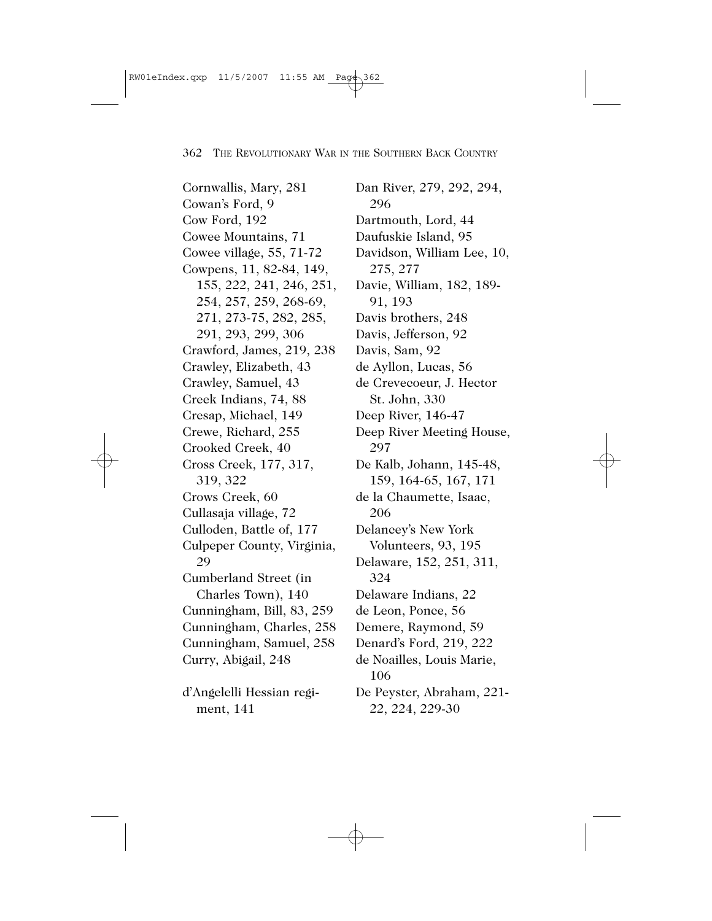Cornwallis, Mary, 281
Cowan's Ford, 9
Cow Ford, 192
Cowee Mountains, 71
Cowee village, 55, 71-72
Cowpens, 11, 82-84, 149, 155, 222, 241, 246, 251, 254, 257, 259, 268-69, 271, 273-75, 282, 285, 291, 293, 299, 306
Crawford, James, 219, 238
Crawley, Elizabeth, 43
Crawley, Samuel, 43
Creek Indians, 74, 88
Cresap, Michael, 149
Crewe, Richard, 255
Crooked Creek, 40
Cross Creek, 177, 317, 319, 322
Crows Creek, 60
Cullasaja village, 72
Culloden, Battle of, 177
Culpeper County, Virginia, 29
Cumberland Street (in Charles Town), 140
Cunningham, Bill, 83, 259
Cunningham, Charles, 258
Cunningham, Samuel, 258
Curry, Abigail, 248

d'Angelelli Hessian regiment, 141
Dan River, 279, 292, 294, 296
Dartmouth, Lord, 44
Daufuskie Island, 95
Davidson, William Lee, 10, 275, 277
Davie, William, 182, 189-91, 193
Davis brothers, 248
Davis, Jefferson, 92
Davis, Sam, 92
de Ayllon, Lucas, 56
de Crevecoeur, J. Hector St. John, 330
Deep River, 146-47
Deep River Meeting House, 297
De Kalb, Johann, 145-48, 159, 164-65, 167, 171
de la Chaumette, Isaac, 206
Delancey's New York Volunteers, 93, 195
Delaware, 152, 251, 311, 324
Delaware Indians, 22
de Leon, Ponce, 56
Demere, Raymond, 59
Denard's Ford, 219, 222
de Noailles, Louis Marie, 106
De Peyster, Abraham, 221-22, 224, 229-30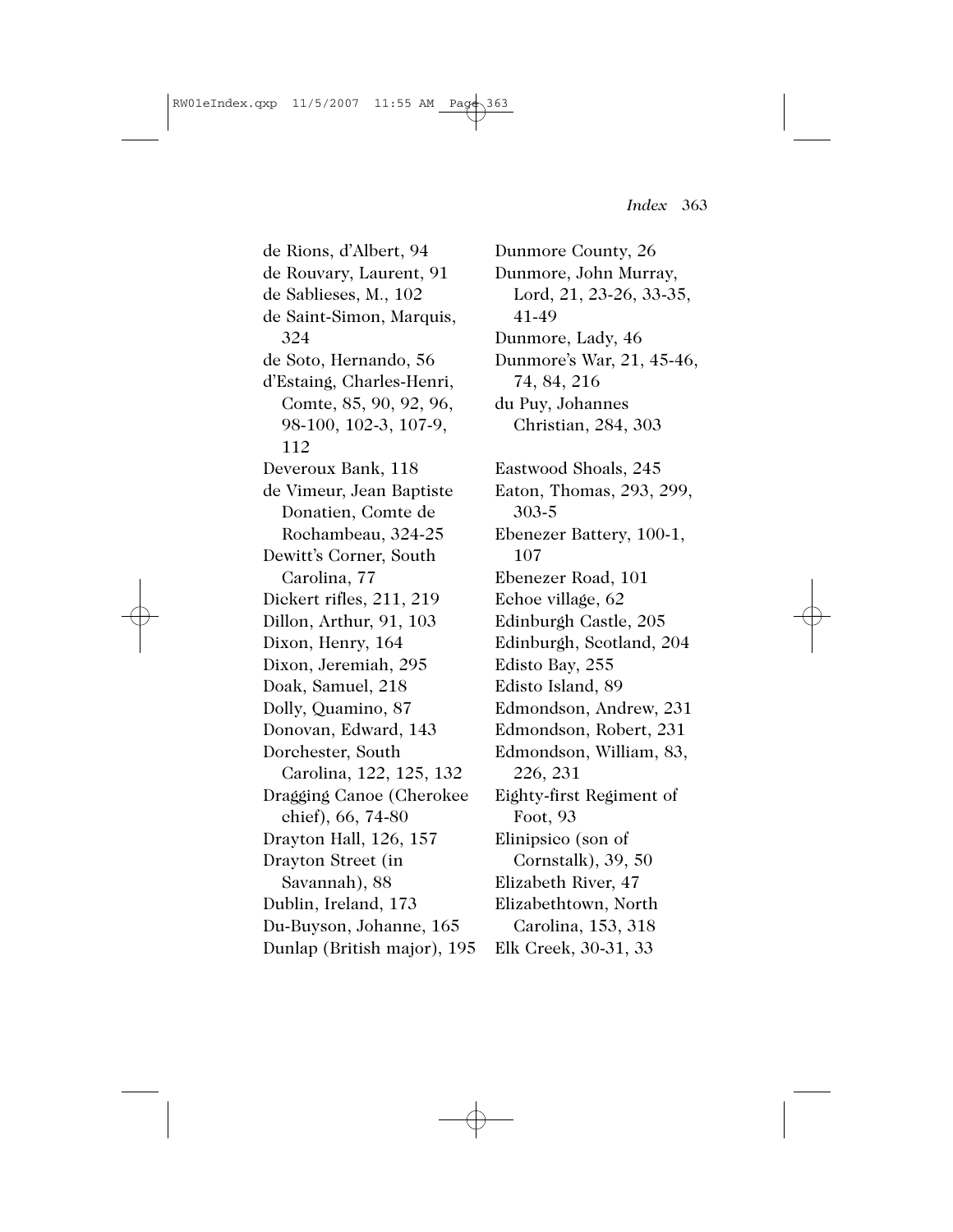de Rions, d'Albert, 94
de Rouvary, Laurent, 91
de Sablieses, M., 102
de Saint-Simon, Marquis, 324
de Soto, Hernando, 56
d'Estaing, Charles-Henri, Comte, 85, 90, 92, 96, 98-100, 102-3, 107-9, 112
Deveroux Bank, 118
de Vimeur, Jean Baptiste Donatien, Comte de Rochambeau, 324-25
Dewitt's Corner, South Carolina, 77
Dickert rifles, 211, 219
Dillon, Arthur, 91, 103
Dixon, Henry, 164
Dixon, Jeremiah, 295
Doak, Samuel, 218
Dolly, Quamino, 87
Donovan, Edward, 143
Dorchester, South Carolina, 122, 125, 132
Dragging Canoe (Cherokee chief), 66, 74-80
Drayton Hall, 126, 157
Drayton Street (in Savannah), 88
Dublin, Ireland, 173
Du-Buyson, Johanne, 165
Dunlap (British major), 195
Dunmore County, 26
Dunmore, John Murray, Lord, 21, 23-26, 33-35, 41-49
Dunmore, Lady, 46
Dunmore's War, 21, 45-46, 74, 84, 216
du Puy, Johannes Christian, 284, 303

Eastwood Shoals, 245
Eaton, Thomas, 293, 299, 303-5
Ebenezer Battery, 100-1, 107
Ebenezer Road, 101
Echoe village, 62
Edinburgh Castle, 205
Edinburgh, Scotland, 204
Edisto Bay, 255
Edisto Island, 89
Edmondson, Andrew, 231
Edmondson, Robert, 231
Edmondson, William, 83, 226, 231
Eighty-first Regiment of Foot, 93
Elinipsico (son of Cornstalk), 39, 50
Elizabeth River, 47
Elizabethtown, North Carolina, 153, 318
Elk Creek, 30-31, 33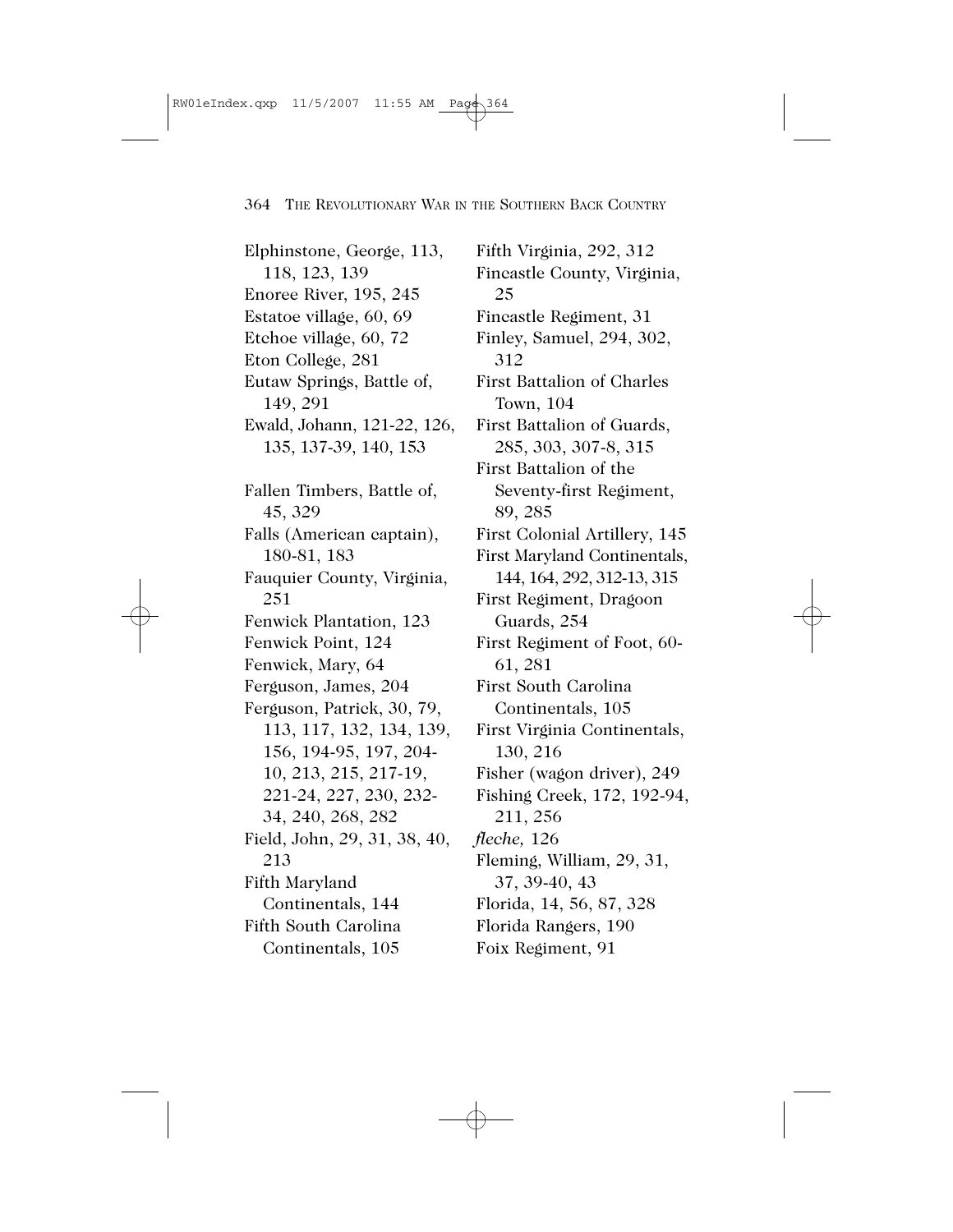Elphinstone, George, 113, 118, 123, 139
Enoree River, 195, 245
Estatoe village, 60, 69
Etchoe village, 60, 72
Eton College, 281
Eutaw Springs, Battle of, 149, 291
Ewald, Johann, 121-22, 126, 135, 137-39, 140, 153

Fallen Timbers, Battle of, 45, 329
Falls (American captain), 180-81, 183
Fauquier County, Virginia, 251
Fenwick Plantation, 123
Fenwick Point, 124
Fenwick, Mary, 64
Ferguson, James, 204
Ferguson, Patrick, 30, 79, 113, 117, 132, 134, 139, 156, 194-95, 197, 204-10, 213, 215, 217-19, 221-24, 227, 230, 232-34, 240, 268, 282
Field, John, 29, 31, 38, 40, 213
Fifth Maryland Continentals, 144
Fifth South Carolina Continentals, 105
Fifth Virginia, 292, 312
Fincastle County, Virginia, 25
Fincastle Regiment, 31
Finley, Samuel, 294, 302, 312
First Battalion of Charles Town, 104
First Battalion of Guards, 285, 303, 307-8, 315
First Battalion of the Seventy-first Regiment, 89, 285
First Colonial Artillery, 145
First Maryland Continentals, 144, 164, 292, 312-13, 315
First Regiment, Dragoon Guards, 254
First Regiment of Foot, 60-61, 281
First South Carolina Continentals, 105
First Virginia Continentals, 130, 216
Fisher (wagon driver), 249
Fishing Creek, 172, 192-94, 211, 256
*fleche,* 126
Fleming, William, 29, 31, 37, 39-40, 43
Florida, 14, 56, 87, 328
Florida Rangers, 190
Foix Regiment, 91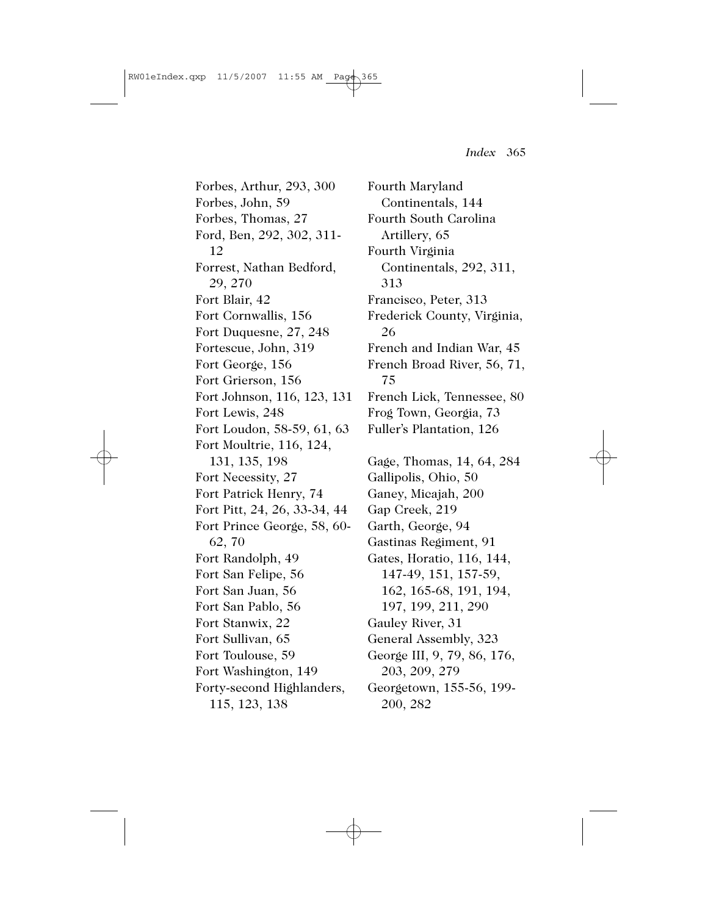Forbes, Arthur, 293, 300
Forbes, John, 59
Forbes, Thomas, 27
Ford, Ben, 292, 302, 311-12
Forrest, Nathan Bedford, 29, 270
Fort Blair, 42
Fort Cornwallis, 156
Fort Duquesne, 27, 248
Fortescue, John, 319
Fort George, 156
Fort Grierson, 156
Fort Johnson, 116, 123, 131
Fort Lewis, 248
Fort Loudon, 58-59, 61, 63
Fort Moultrie, 116, 124, 131, 135, 198
Fort Necessity, 27
Fort Patrick Henry, 74
Fort Pitt, 24, 26, 33-34, 44
Fort Prince George, 58, 60-62, 70
Fort Randolph, 49
Fort San Felipe, 56
Fort San Juan, 56
Fort San Pablo, 56
Fort Stanwix, 22
Fort Sullivan, 65
Fort Toulouse, 59
Fort Washington, 149
Forty-second Highlanders, 115, 123, 138
Fourth Maryland Continentals, 144
Fourth South Carolina Artillery, 65
Fourth Virginia Continentals, 292, 311, 313
Francisco, Peter, 313
Frederick County, Virginia, 26
French and Indian War, 45
French Broad River, 56, 71, 75
French Lick, Tennessee, 80
Frog Town, Georgia, 73
Fuller's Plantation, 126

Gage, Thomas, 14, 64, 284
Gallipolis, Ohio, 50
Ganey, Micajah, 200
Gap Creek, 219
Garth, George, 94
Gastinas Regiment, 91
Gates, Horatio, 116, 144, 147-49, 151, 157-59, 162, 165-68, 191, 194, 197, 199, 211, 290
Gauley River, 31
General Assembly, 323
George III, 9, 79, 86, 176, 203, 209, 279
Georgetown, 155-56, 199-200, 282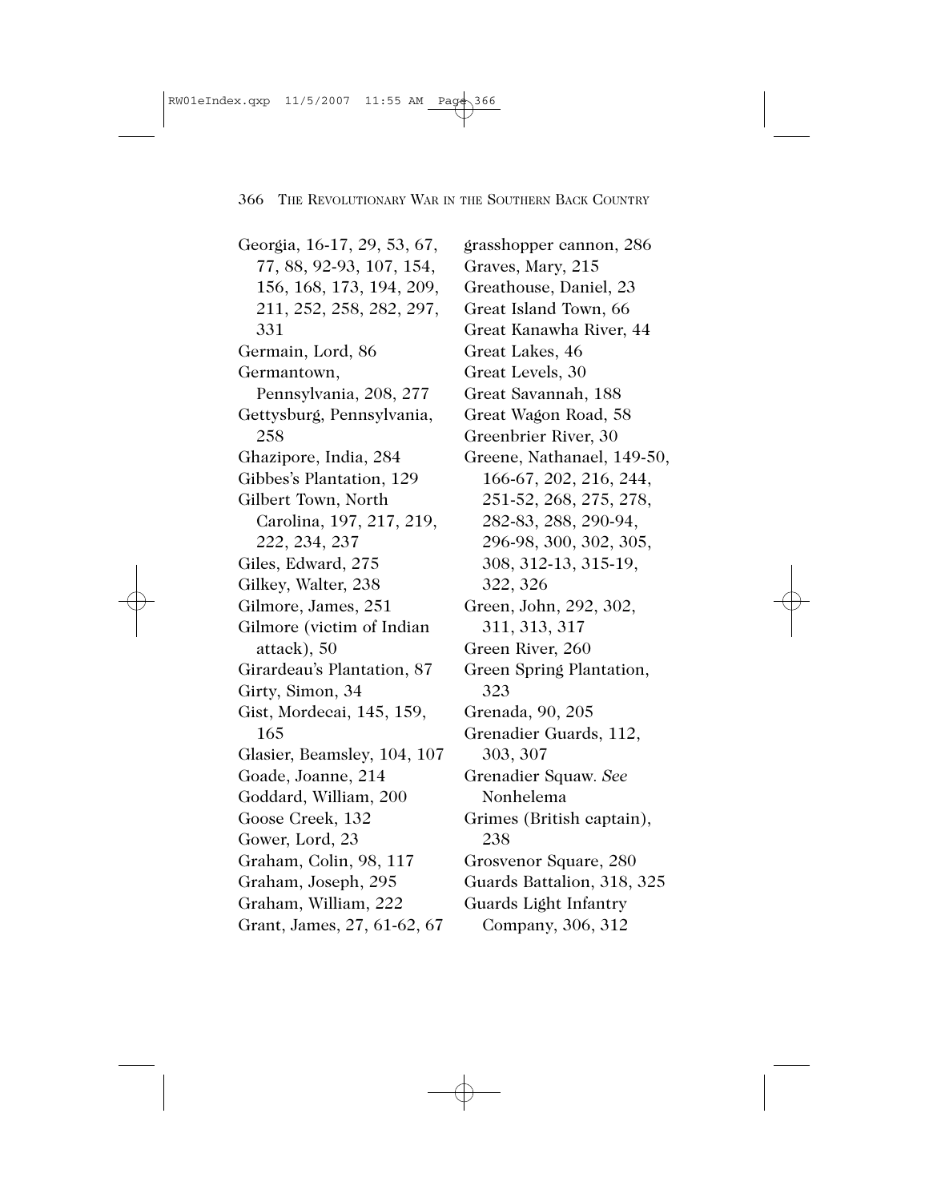Georgia, 16-17, 29, 53, 67, 77, 88, 92-93, 107, 154, 156, 168, 173, 194, 209, 211, 252, 258, 282, 297, 331
Germain, Lord, 86
Germantown, Pennsylvania, 208, 277
Gettysburg, Pennsylvania, 258
Ghazipore, India, 284
Gibbes's Plantation, 129
Gilbert Town, North Carolina, 197, 217, 219, 222, 234, 237
Giles, Edward, 275
Gilkey, Walter, 238
Gilmore, James, 251
Gilmore (victim of Indian attack), 50
Girardeau's Plantation, 87
Girty, Simon, 34
Gist, Mordecai, 145, 159, 165
Glasier, Beamsley, 104, 107
Goade, Joanne, 214
Goddard, William, 200
Goose Creek, 132
Gower, Lord, 23
Graham, Colin, 98, 117
Graham, Joseph, 295
Graham, William, 222
Grant, James, 27, 61-62, 67
grasshopper cannon, 286
Graves, Mary, 215
Greathouse, Daniel, 23
Great Island Town, 66
Great Kanawha River, 44
Great Lakes, 46
Great Levels, 30
Great Savannah, 188
Great Wagon Road, 58
Greenbrier River, 30
Greene, Nathanael, 149-50, 166-67, 202, 216, 244, 251-52, 268, 275, 278, 282-83, 288, 290-94, 296-98, 300, 302, 305, 308, 312-13, 315-19, 322, 326
Green, John, 292, 302, 311, 313, 317
Green River, 260
Green Spring Plantation, 323
Grenada, 90, 205
Grenadier Guards, 112, 303, 307
Grenadier Squaw. *See* Nonhelema
Grimes (British captain), 238
Grosvenor Square, 280
Guards Battalion, 318, 325
Guards Light Infantry Company, 306, 312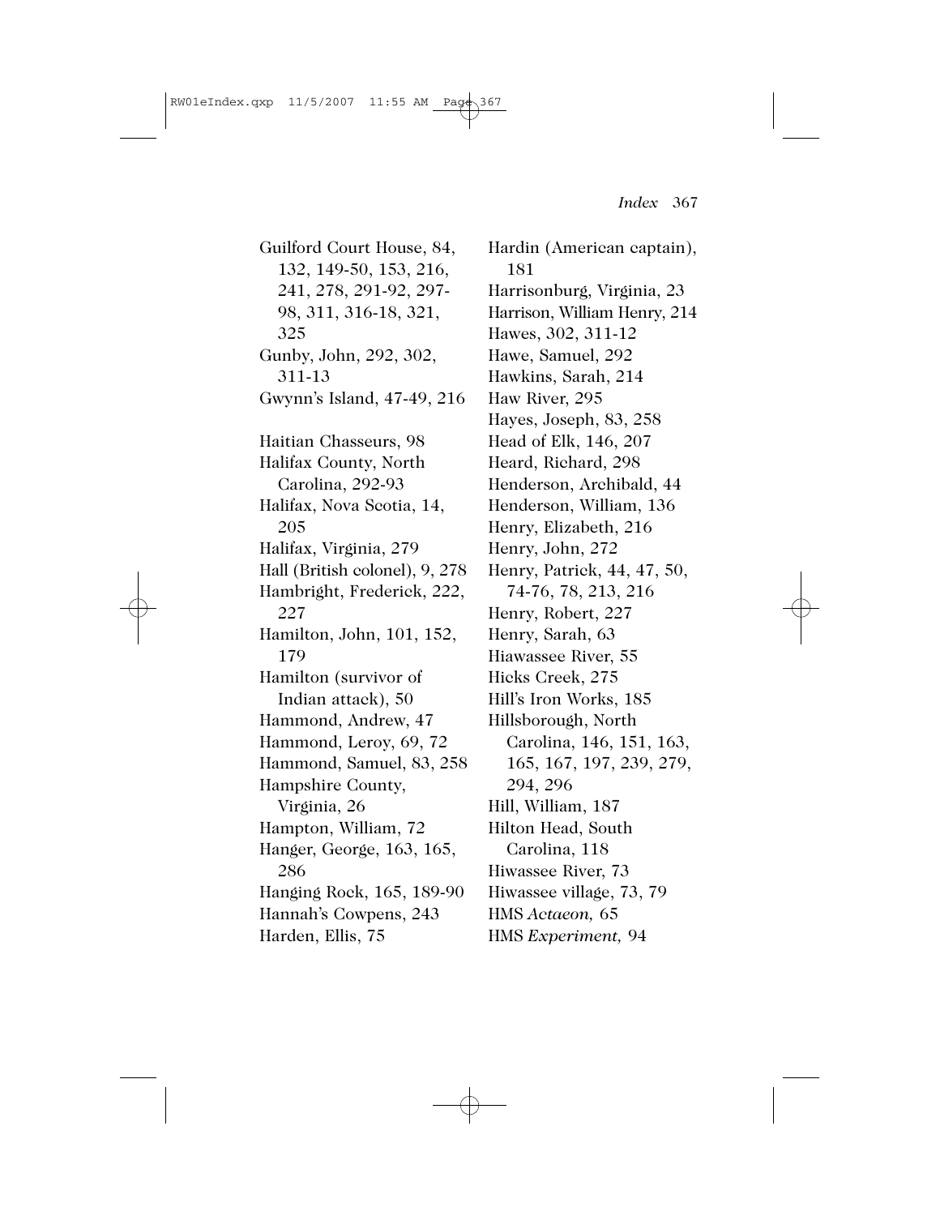Guilford Court House, 84, 132, 149-50, 153, 216, 241, 278, 291-92, 297-98, 311, 316-18, 321, 325
Gunby, John, 292, 302, 311-13
Gwynn's Island, 47-49, 216

Haitian Chasseurs, 98
Halifax County, North Carolina, 292-93
Halifax, Nova Scotia, 14, 205
Halifax, Virginia, 279
Hall (British colonel), 9, 278
Hambright, Frederick, 222, 227
Hamilton, John, 101, 152, 179
Hamilton (survivor of Indian attack), 50
Hammond, Andrew, 47
Hammond, Leroy, 69, 72
Hammond, Samuel, 83, 258
Hampshire County, Virginia, 26
Hampton, William, 72
Hanger, George, 163, 165, 286
Hanging Rock, 165, 189-90
Hannah's Cowpens, 243
Harden, Ellis, 75
Hardin (American captain), 181
Harrisonburg, Virginia, 23
Harrison, William Henry, 214
Hawes, 302, 311-12
Hawe, Samuel, 292
Hawkins, Sarah, 214
Haw River, 295
Hayes, Joseph, 83, 258
Head of Elk, 146, 207
Heard, Richard, 298
Henderson, Archibald, 44
Henderson, William, 136
Henry, Elizabeth, 216
Henry, John, 272
Henry, Patrick, 44, 47, 50, 74-76, 78, 213, 216
Henry, Robert, 227
Henry, Sarah, 63
Hiawassee River, 55
Hicks Creek, 275
Hill's Iron Works, 185
Hillsborough, North Carolina, 146, 151, 163, 165, 167, 197, 239, 279, 294, 296
Hill, William, 187
Hilton Head, South Carolina, 118
Hiwassee River, 73
Hiwassee village, 73, 79
HMS *Actaeon,* 65
HMS *Experiment,* 94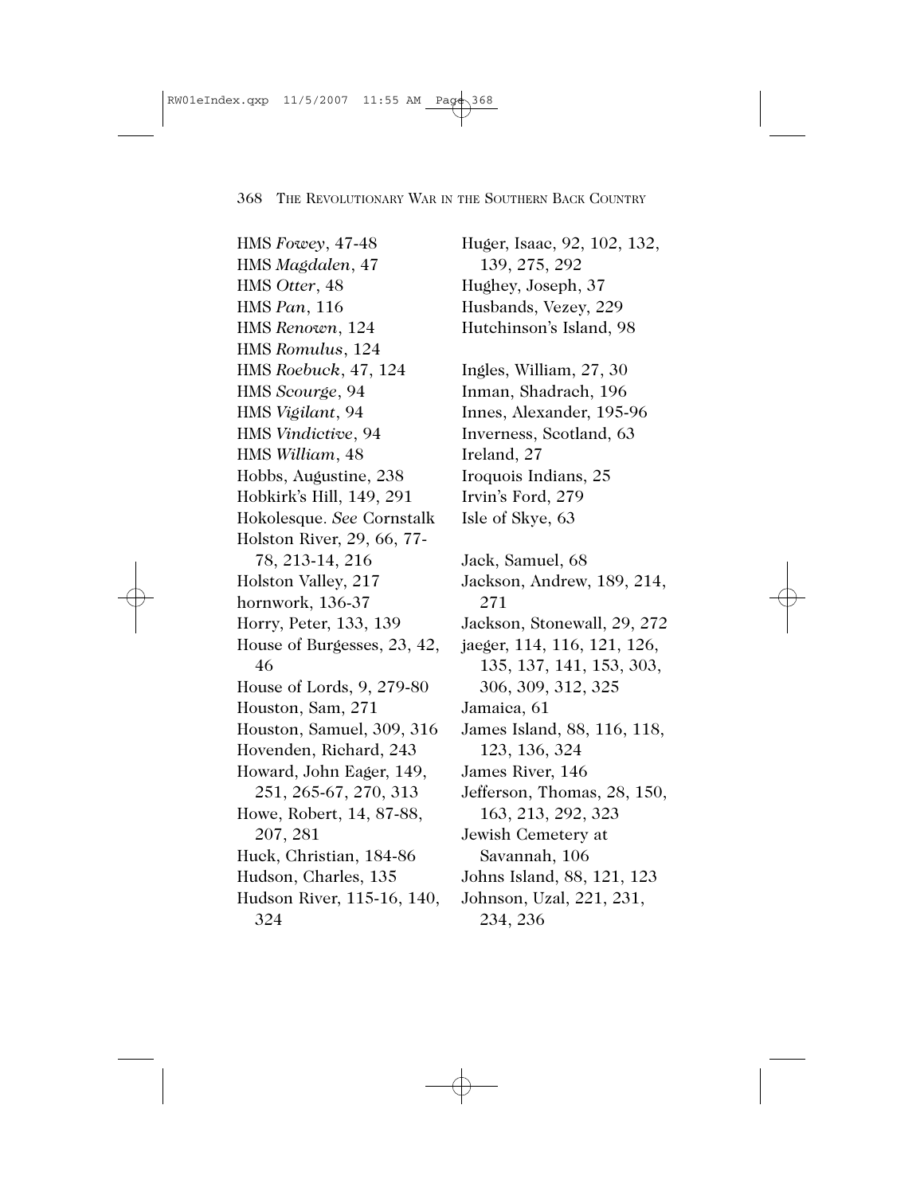HMS *Fowey*, 47-48
HMS *Magdalen*, 47
HMS *Otter*, 48
HMS *Pan*, 116
HMS *Renown*, 124
HMS *Romulus*, 124
HMS *Roebuck*, 47, 124
HMS *Scourge*, 94
HMS *Vigilant*, 94
HMS *Vindictive*, 94
HMS *William*, 48
Hobbs, Augustine, 238
Hobkirk's Hill, 149, 291
Hokolesque. *See* Cornstalk
Holston River, 29, 66, 77-78, 213-14, 216
Holston Valley, 217
hornwork, 136-37
Horry, Peter, 133, 139
House of Burgesses, 23, 42, 46
House of Lords, 9, 279-80
Houston, Sam, 271
Houston, Samuel, 309, 316
Hovenden, Richard, 243
Howard, John Eager, 149, 251, 265-67, 270, 313
Howe, Robert, 14, 87-88, 207, 281
Huck, Christian, 184-86
Hudson, Charles, 135
Hudson River, 115-16, 140, 324
Huger, Isaac, 92, 102, 132, 139, 275, 292
Hughey, Joseph, 37
Husbands, Vezey, 229
Hutchinson's Island, 98

Ingles, William, 27, 30
Inman, Shadrach, 196
Innes, Alexander, 195-96
Inverness, Scotland, 63
Ireland, 27
Iroquois Indians, 25
Irvin's Ford, 279
Isle of Skye, 63

Jack, Samuel, 68
Jackson, Andrew, 189, 214, 271
Jackson, Stonewall, 29, 272
jaeger, 114, 116, 121, 126, 135, 137, 141, 153, 303, 306, 309, 312, 325
Jamaica, 61
James Island, 88, 116, 118, 123, 136, 324
James River, 146
Jefferson, Thomas, 28, 150, 163, 213, 292, 323
Jewish Cemetery at Savannah, 106
Johns Island, 88, 121, 123
Johnson, Uzal, 221, 231, 234, 236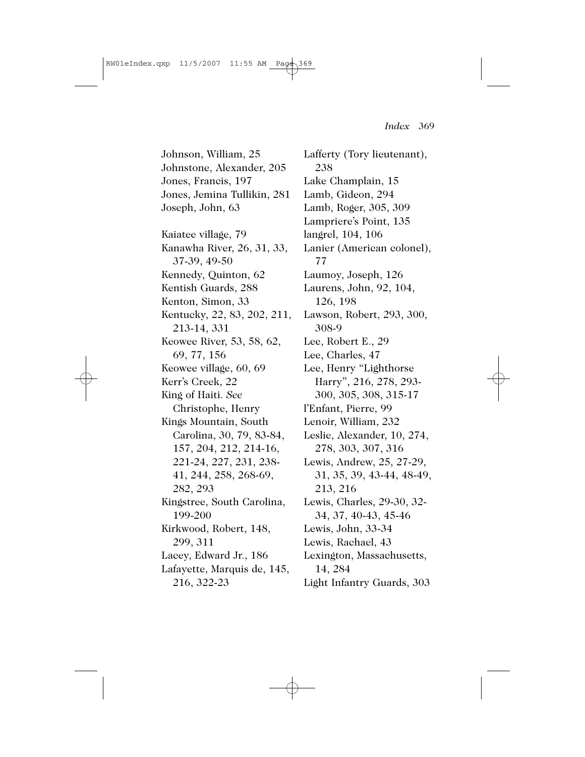Johnson, William, 25
Johnstone, Alexander, 205
Jones, Francis, 197
Jones, Jemina Tullikin, 281
Joseph, John, 63

Kaiatee village, 79
Kanawha River, 26, 31, 33, 37-39, 49-50
Kennedy, Quinton, 62
Kentish Guards, 288
Kenton, Simon, 33
Kentucky, 22, 83, 202, 211, 213-14, 331
Keowee River, 53, 58, 62, 69, 77, 156
Keowee village, 60, 69
Kerr's Creek, 22
King of Haiti. *See* Christophe, Henry
Kings Mountain, South Carolina, 30, 79, 83-84, 157, 204, 212, 214-16, 221-24, 227, 231, 238-41, 244, 258, 268-69, 282, 293
Kingstree, South Carolina, 199-200
Kirkwood, Robert, 148, 299, 311
Lacey, Edward Jr., 186
Lafayette, Marquis de, 145, 216, 322-23
Lafferty (Tory lieutenant), 238
Lake Champlain, 15
Lamb, Gideon, 294
Lamb, Roger, 305, 309
Lampriere's Point, 135
langrel, 104, 106
Lanier (American colonel), 77
Laumoy, Joseph, 126
Laurens, John, 92, 104, 126, 198
Lawson, Robert, 293, 300, 308-9
Lee, Robert E., 29
Lee, Charles, 47
Lee, Henry "Lighthorse Harry", 216, 278, 293-300, 305, 308, 315-17
l'Enfant, Pierre, 99
Lenoir, William, 232
Leslie, Alexander, 10, 274, 278, 303, 307, 316
Lewis, Andrew, 25, 27-29, 31, 35, 39, 43-44, 48-49, 213, 216
Lewis, Charles, 29-30, 32-34, 37, 40-43, 45-46
Lewis, John, 33-34
Lewis, Rachael, 43
Lexington, Massachusetts, 14, 284
Light Infantry Guards, 303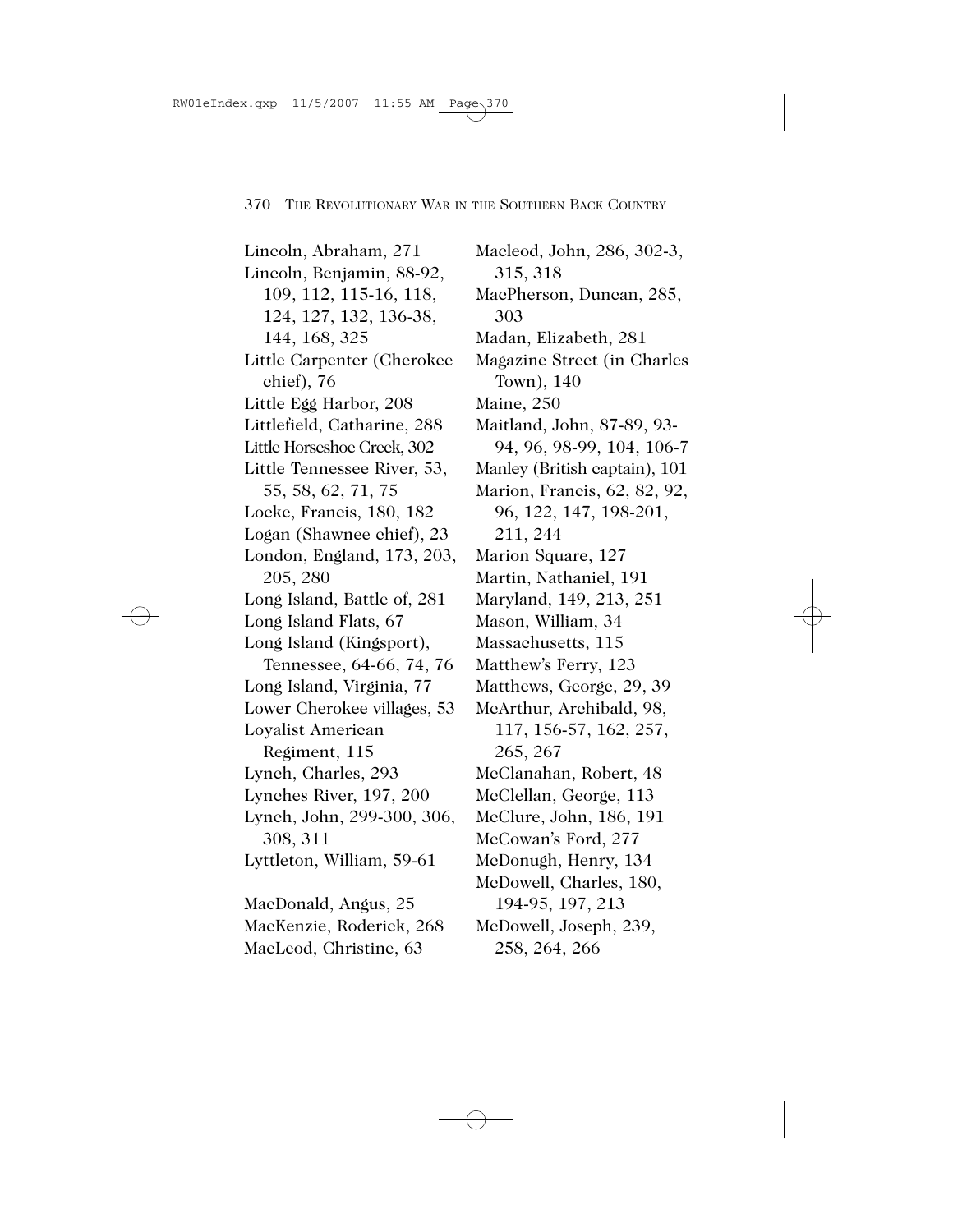Lincoln, Abraham, 271
Lincoln, Benjamin, 88-92, 109, 112, 115-16, 118, 124, 127, 132, 136-38, 144, 168, 325
Little Carpenter (Cherokee chief), 76
Little Egg Harbor, 208
Littlefield, Catharine, 288
Little Horseshoe Creek, 302
Little Tennessee River, 53, 55, 58, 62, 71, 75
Locke, Francis, 180, 182
Logan (Shawnee chief), 23
London, England, 173, 203, 205, 280
Long Island, Battle of, 281
Long Island Flats, 67
Long Island (Kingsport), Tennessee, 64-66, 74, 76
Long Island, Virginia, 77
Lower Cherokee villages, 53
Loyalist American Regiment, 115
Lynch, Charles, 293
Lynches River, 197, 200
Lynch, John, 299-300, 306, 308, 311
Lyttleton, William, 59-61

MacDonald, Angus, 25
MacKenzie, Roderick, 268
MacLeod, Christine, 63
Macleod, John, 286, 302-3, 315, 318
MacPherson, Duncan, 285, 303
Madan, Elizabeth, 281
Magazine Street (in Charles Town), 140
Maine, 250
Maitland, John, 87-89, 93-94, 96, 98-99, 104, 106-7
Manley (British captain), 101
Marion, Francis, 62, 82, 92, 96, 122, 147, 198-201, 211, 244
Marion Square, 127
Martin, Nathaniel, 191
Maryland, 149, 213, 251
Mason, William, 34
Massachusetts, 115
Matthew's Ferry, 123
Matthews, George, 29, 39
McArthur, Archibald, 98, 117, 156-57, 162, 257, 265, 267
McClanahan, Robert, 48
McClellan, George, 113
McClure, John, 186, 191
McCowan's Ford, 277
McDonugh, Henry, 134
McDowell, Charles, 180, 194-95, 197, 213
McDowell, Joseph, 239, 258, 264, 266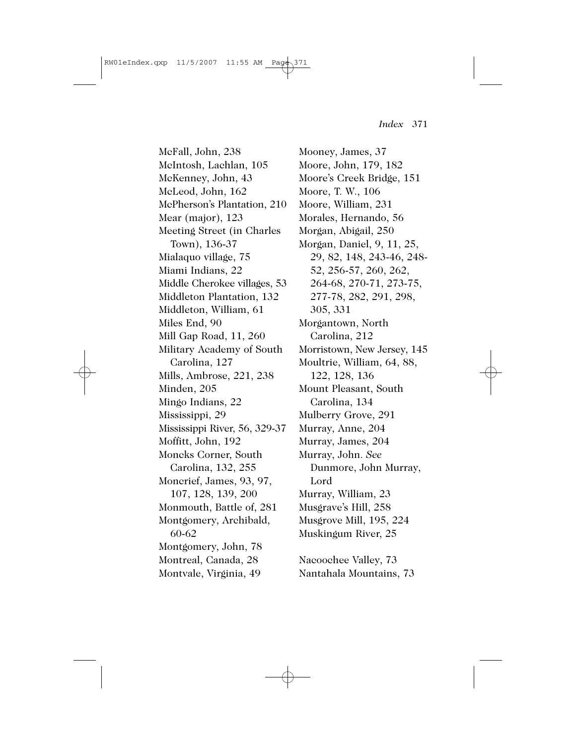McFall, John, 238
McIntosh, Lachlan, 105
McKenney, John, 43
McLeod, John, 162
McPherson's Plantation, 210
Mear (major), 123
Meeting Street (in Charles Town), 136-37
Mialaquo village, 75
Miami Indians, 22
Middle Cherokee villages, 53
Middleton Plantation, 132
Middleton, William, 61
Miles End, 90
Mill Gap Road, 11, 260
Military Academy of South Carolina, 127
Mills, Ambrose, 221, 238
Minden, 205
Mingo Indians, 22
Mississippi, 29
Mississippi River, 56, 329-37
Moffitt, John, 192
Moncks Corner, South Carolina, 132, 255
Moncrief, James, 93, 97, 107, 128, 139, 200
Monmouth, Battle of, 281
Montgomery, Archibald, 60-62
Montgomery, John, 78
Montreal, Canada, 28
Montvale, Virginia, 49
Mooney, James, 37
Moore, John, 179, 182
Moore's Creek Bridge, 151
Moore, T. W., 106
Moore, William, 231
Morales, Hernando, 56
Morgan, Abigail, 250
Morgan, Daniel, 9, 11, 25, 29, 82, 148, 243-46, 248-52, 256-57, 260, 262, 264-68, 270-71, 273-75, 277-78, 282, 291, 298, 305, 331
Morgantown, North Carolina, 212
Morristown, New Jersey, 145
Moultrie, William, 64, 88, 122, 128, 136
Mount Pleasant, South Carolina, 134
Mulberry Grove, 291
Murray, Anne, 204
Murray, James, 204
Murray, John. *See* Dunmore, John Murray, Lord
Murray, William, 23
Musgrave's Hill, 258
Musgrove Mill, 195, 224
Muskingum River, 25

Nacoochee Valley, 73
Nantahala Mountains, 73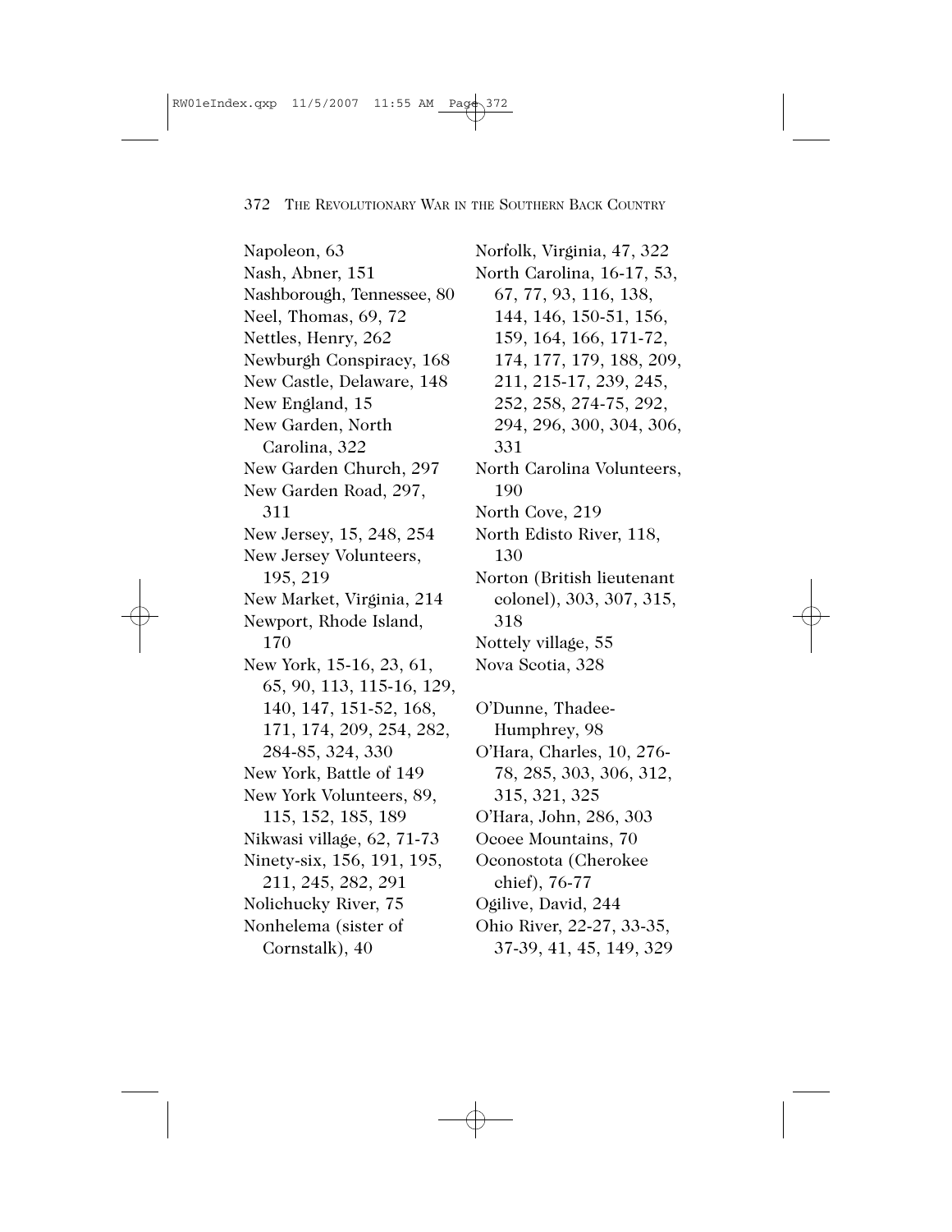Napoleon, 63
Nash, Abner, 151
Nashborough, Tennessee, 80
Neel, Thomas, 69, 72
Nettles, Henry, 262
Newburgh Conspiracy, 168
New Castle, Delaware, 148
New England, 15
New Garden, North Carolina, 322
New Garden Church, 297
New Garden Road, 297, 311
New Jersey, 15, 248, 254
New Jersey Volunteers, 195, 219
New Market, Virginia, 214
Newport, Rhode Island, 170
New York, 15-16, 23, 61, 65, 90, 113, 115-16, 129, 140, 147, 151-52, 168, 171, 174, 209, 254, 282, 284-85, 324, 330
New York, Battle of 149
New York Volunteers, 89, 115, 152, 185, 189
Nikwasi village, 62, 71-73
Ninety-six, 156, 191, 195, 211, 245, 282, 291
Nolichucky River, 75
Nonhelema (sister of Cornstalk), 40
Norfolk, Virginia, 47, 322
North Carolina, 16-17, 53, 67, 77, 93, 116, 138, 144, 146, 150-51, 156, 159, 164, 166, 171-72, 174, 177, 179, 188, 209, 211, 215-17, 239, 245, 252, 258, 274-75, 292, 294, 296, 300, 304, 306, 331
North Carolina Volunteers, 190
North Cove, 219
North Edisto River, 118, 130
Norton (British lieutenant colonel), 303, 307, 315, 318
Nottely village, 55
Nova Scotia, 328

O'Dunne, Thadee-Humphrey, 98
O'Hara, Charles, 10, 276-78, 285, 303, 306, 312, 315, 321, 325
O'Hara, John, 286, 303
Ocoee Mountains, 70
Oconostota (Cherokee chief), 76-77
Ogilive, David, 244
Ohio River, 22-27, 33-35, 37-39, 41, 45, 149, 329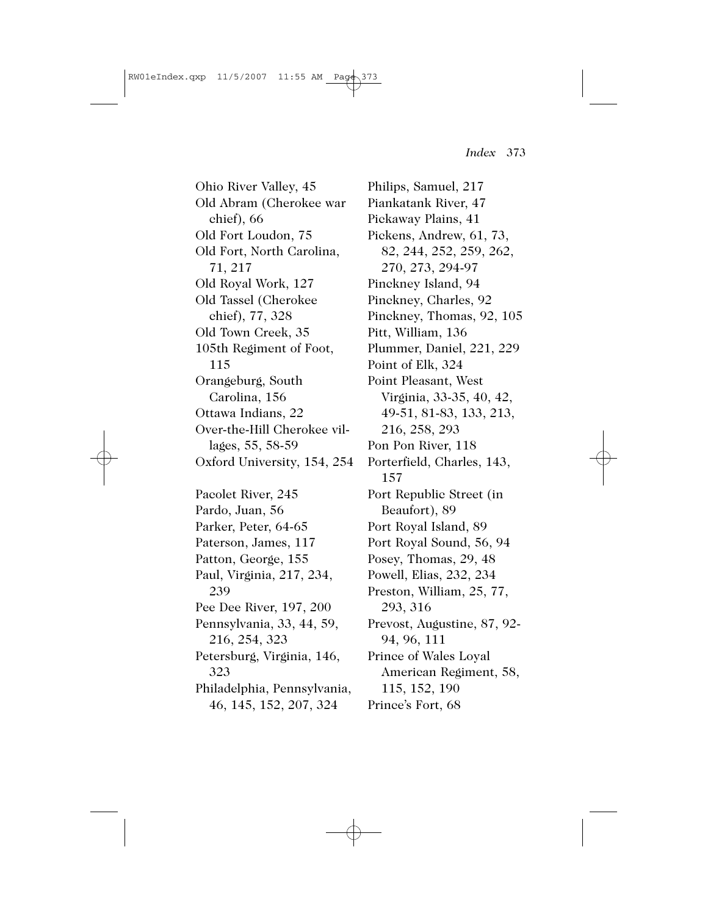Ohio River Valley, 45
Old Abram (Cherokee war chief), 66
Old Fort Loudon, 75
Old Fort, North Carolina, 71, 217
Old Royal Work, 127
Old Tassel (Cherokee chief), 77, 328
Old Town Creek, 35
105th Regiment of Foot, 115
Orangeburg, South Carolina, 156
Ottawa Indians, 22
Over-the-Hill Cherokee villages, 55, 58-59
Oxford University, 154, 254

Pacolet River, 245
Pardo, Juan, 56
Parker, Peter, 64-65
Paterson, James, 117
Patton, George, 155
Paul, Virginia, 217, 234, 239
Pee Dee River, 197, 200
Pennsylvania, 33, 44, 59, 216, 254, 323
Petersburg, Virginia, 146, 323
Philadelphia, Pennsylvania, 46, 145, 152, 207, 324
Philips, Samuel, 217
Piankatank River, 47
Pickaway Plains, 41
Pickens, Andrew, 61, 73, 82, 244, 252, 259, 262, 270, 273, 294-97
Pinckney Island, 94
Pinckney, Charles, 92
Pinckney, Thomas, 92, 105
Pitt, William, 136
Plummer, Daniel, 221, 229
Point of Elk, 324
Point Pleasant, West Virginia, 33-35, 40, 42, 49-51, 81-83, 133, 213, 216, 258, 293
Pon Pon River, 118
Porterfield, Charles, 143, 157
Port Republic Street (in Beaufort), 89
Port Royal Island, 89
Port Royal Sound, 56, 94
Posey, Thomas, 29, 48
Powell, Elias, 232, 234
Preston, William, 25, 77, 293, 316
Prevost, Augustine, 87, 92-94, 96, 111
Prince of Wales Loyal American Regiment, 58, 115, 152, 190
Prince's Fort, 68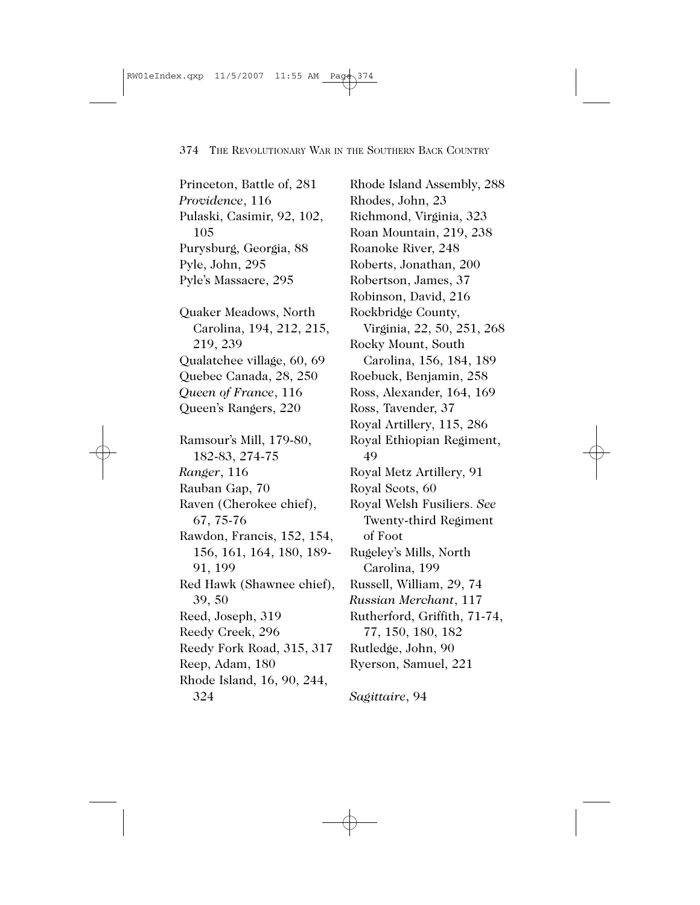Princeton, Battle of, 281
*Providence*, 116
Pulaski, Casimir, 92, 102, 105
Purysburg, Georgia, 88
Pyle, John, 295
Pyle's Massacre, 295

Quaker Meadows, North Carolina, 194, 212, 215, 219, 239
Qualatchee village, 60, 69
Quebec Canada, 28, 250
*Queen of France*, 116
Queen's Rangers, 220

Ramsour's Mill, 179-80, 182-83, 274-75
*Ranger*, 116
Rauban Gap, 70
Raven (Cherokee chief), 67, 75-76
Rawdon, Francis, 152, 154, 156, 161, 164, 180, 189-91, 199
Red Hawk (Shawnee chief), 39, 50
Reed, Joseph, 319
Reedy Creek, 296
Reedy Fork Road, 315, 317
Reep, Adam, 180
Rhode Island, 16, 90, 244, 324
Rhode Island Assembly, 288
Rhodes, John, 23
Richmond, Virginia, 323
Roan Mountain, 219, 238
Roanoke River, 248
Roberts, Jonathan, 200
Robertson, James, 37
Robinson, David, 216
Rockbridge County, Virginia, 22, 50, 251, 268
Rocky Mount, South Carolina, 156, 184, 189
Roebuck, Benjamin, 258
Ross, Alexander, 164, 169
Ross, Tavender, 37
Royal Artillery, 115, 286
Royal Ethiopian Regiment, 49
Royal Metz Artillery, 91
Royal Scots, 60
Royal Welsh Fusiliers. *See* Twenty-third Regiment of Foot
Rugeley's Mills, North Carolina, 199
Russell, William, 29, 74
*Russian Merchant*, 117
Rutherford, Griffith, 71-74, 77, 150, 180, 182
Rutledge, John, 90
Ryerson, Samuel, 221

*Sagittaire*, 94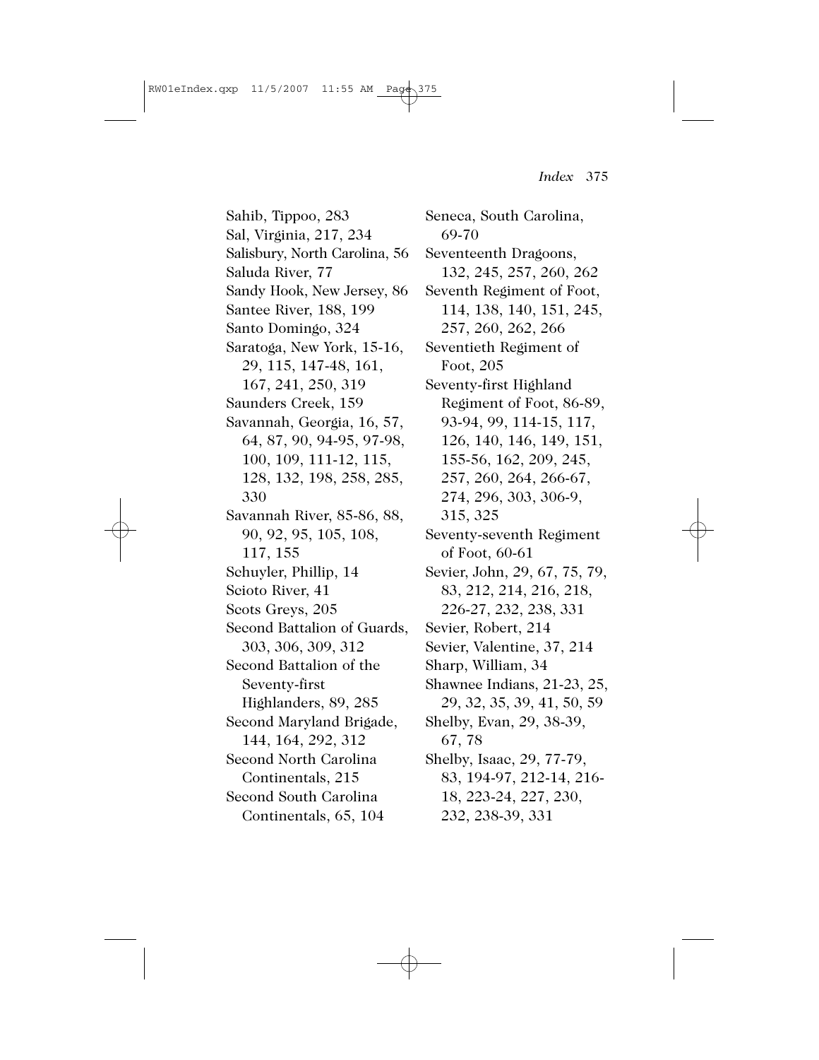Sahib, Tippoo, 283
Sal, Virginia, 217, 234
Salisbury, North Carolina, 56
Saluda River, 77
Sandy Hook, New Jersey, 86
Santee River, 188, 199
Santo Domingo, 324
Saratoga, New York, 15-16, 29, 115, 147-48, 161, 167, 241, 250, 319
Saunders Creek, 159
Savannah, Georgia, 16, 57, 64, 87, 90, 94-95, 97-98, 100, 109, 111-12, 115, 128, 132, 198, 258, 285, 330
Savannah River, 85-86, 88, 90, 92, 95, 105, 108, 117, 155
Schuyler, Phillip, 14
Scioto River, 41
Scots Greys, 205
Second Battalion of Guards, 303, 306, 309, 312
Second Battalion of the Seventy-first Highlanders, 89, 285
Second Maryland Brigade, 144, 164, 292, 312
Second North Carolina Continentals, 215
Second South Carolina Continentals, 65, 104
Seneca, South Carolina, 69-70
Seventeenth Dragoons, 132, 245, 257, 260, 262
Seventh Regiment of Foot, 114, 138, 140, 151, 245, 257, 260, 262, 266
Seventieth Regiment of Foot, 205
Seventy-first Highland Regiment of Foot, 86-89, 93-94, 99, 114-15, 117, 126, 140, 146, 149, 151, 155-56, 162, 209, 245, 257, 260, 264, 266-67, 274, 296, 303, 306-9, 315, 325
Seventy-seventh Regiment of Foot, 60-61
Sevier, John, 29, 67, 75, 79, 83, 212, 214, 216, 218, 226-27, 232, 238, 331
Sevier, Robert, 214
Sevier, Valentine, 37, 214
Sharp, William, 34
Shawnee Indians, 21-23, 25, 29, 32, 35, 39, 41, 50, 59
Shelby, Evan, 29, 38-39, 67, 78
Shelby, Isaac, 29, 77-79, 83, 194-97, 212-14, 216-18, 223-24, 227, 230, 232, 238-39, 331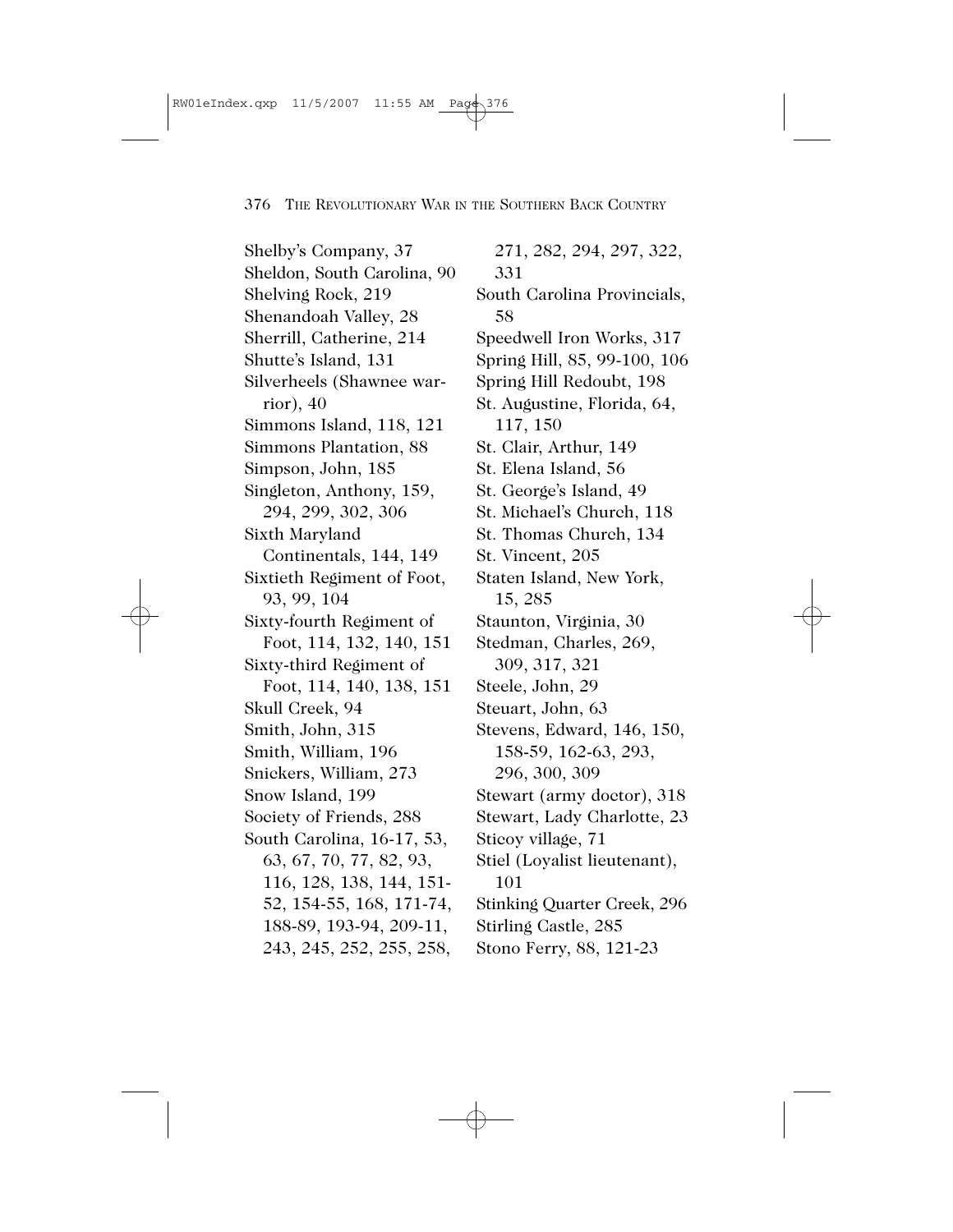Shelby's Company, 37
Sheldon, South Carolina, 90
Shelving Rock, 219
Shenandoah Valley, 28
Sherrill, Catherine, 214
Shutte's Island, 131
Silverheels (Shawnee warrior), 40
Simmons Island, 118, 121
Simmons Plantation, 88
Simpson, John, 185
Singleton, Anthony, 159, 294, 299, 302, 306
Sixth Maryland Continentals, 144, 149
Sixtieth Regiment of Foot, 93, 99, 104
Sixty-fourth Regiment of Foot, 114, 132, 140, 151
Sixty-third Regiment of Foot, 114, 140, 138, 151
Skull Creek, 94
Smith, John, 315
Smith, William, 196
Snickers, William, 273
Snow Island, 199
Society of Friends, 288
South Carolina, 16-17, 53, 63, 67, 70, 77, 82, 93, 116, 128, 138, 144, 151-52, 154-55, 168, 171-74, 188-89, 193-94, 209-11, 243, 245, 252, 255, 258, 271, 282, 294, 297, 322, 331
South Carolina Provincials, 58
Speedwell Iron Works, 317
Spring Hill, 85, 99-100, 106
Spring Hill Redoubt, 198
St. Augustine, Florida, 64, 117, 150
St. Clair, Arthur, 149
St. Elena Island, 56
St. George's Island, 49
St. Michael's Church, 118
St. Thomas Church, 134
St. Vincent, 205
Staten Island, New York, 15, 285
Staunton, Virginia, 30
Stedman, Charles, 269, 309, 317, 321
Steele, John, 29
Steuart, John, 63
Stevens, Edward, 146, 150, 158-59, 162-63, 293, 296, 300, 309
Stewart (army doctor), 318
Stewart, Lady Charlotte, 23
Sticoy village, 71
Stiel (Loyalist lieutenant), 101
Stinking Quarter Creek, 296
Stirling Castle, 285
Stono Ferry, 88, 121-23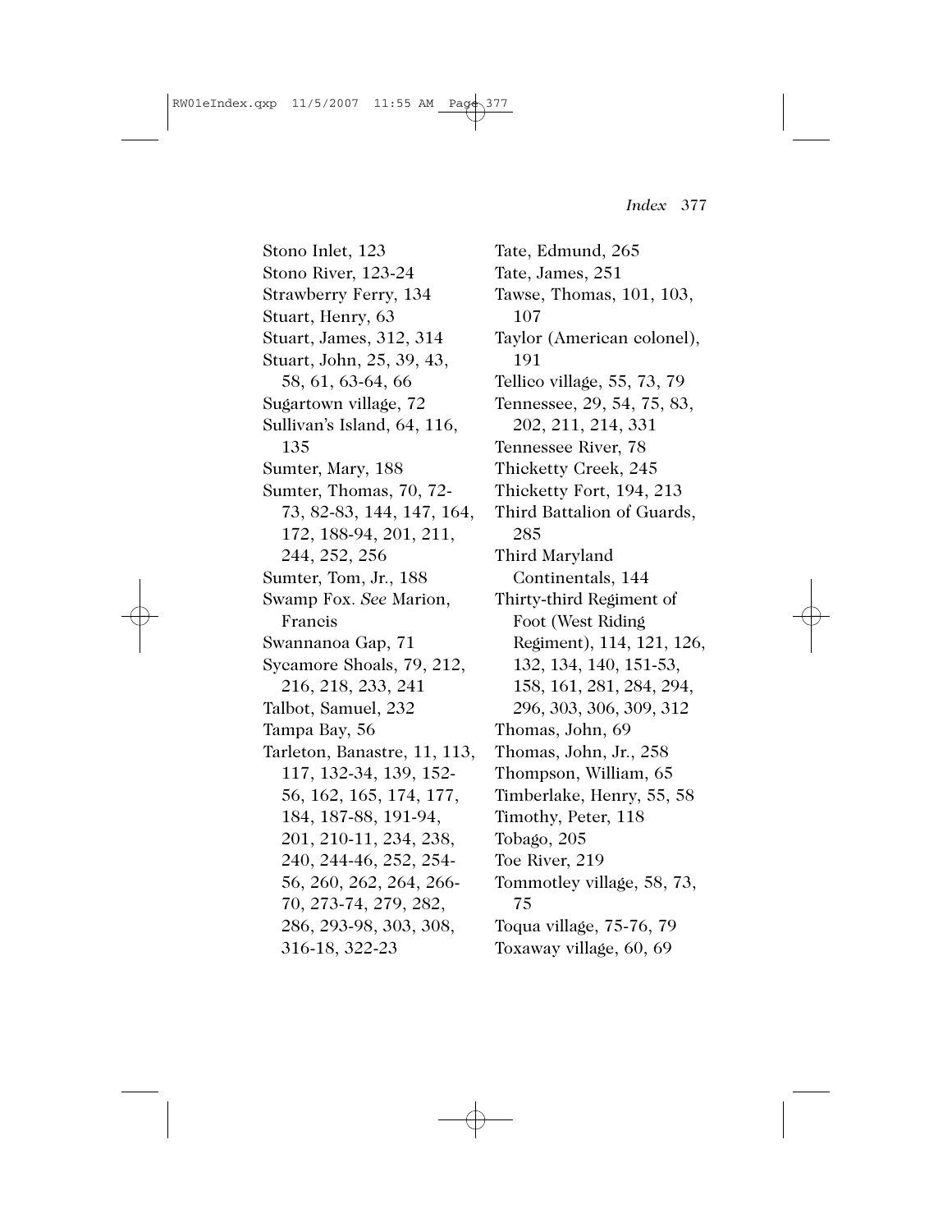Stono Inlet, 123
Stono River, 123-24
Strawberry Ferry, 134
Stuart, Henry, 63
Stuart, James, 312, 314
Stuart, John, 25, 39, 43, 58, 61, 63-64, 66
Sugartown village, 72
Sullivan's Island, 64, 116, 135
Sumter, Mary, 188
Sumter, Thomas, 70, 72-73, 82-83, 144, 147, 164, 172, 188-94, 201, 211, 244, 252, 256
Sumter, Tom, Jr., 188
Swamp Fox. *See* Marion, Francis
Swannanoa Gap, 71
Sycamore Shoals, 79, 212, 216, 218, 233, 241
Talbot, Samuel, 232
Tampa Bay, 56
Tarleton, Banastre, 11, 113, 117, 132-34, 139, 152-56, 162, 165, 174, 177, 184, 187-88, 191-94, 201, 210-11, 234, 238, 240, 244-46, 252, 254-56, 260, 262, 264, 266-70, 273-74, 279, 282, 286, 293-98, 303, 308, 316-18, 322-23
Tate, Edmund, 265
Tate, James, 251
Tawse, Thomas, 101, 103, 107
Taylor (American colonel), 191
Tellico village, 55, 73, 79
Tennessee, 29, 54, 75, 83, 202, 211, 214, 331
Tennessee River, 78
Thicketty Creek, 245
Thicketty Fort, 194, 213
Third Battalion of Guards, 285
Third Maryland Continentals, 144
Thirty-third Regiment of Foot (West Riding Regiment), 114, 121, 126, 132, 134, 140, 151-53, 158, 161, 281, 284, 294, 296, 303, 306, 309, 312
Thomas, John, 69
Thomas, John, Jr., 258
Thompson, William, 65
Timberlake, Henry, 55, 58
Timothy, Peter, 118
Tobago, 205
Toe River, 219
Tommotley village, 58, 73, 75
Toqua village, 75-76, 79
Toxaway village, 60, 69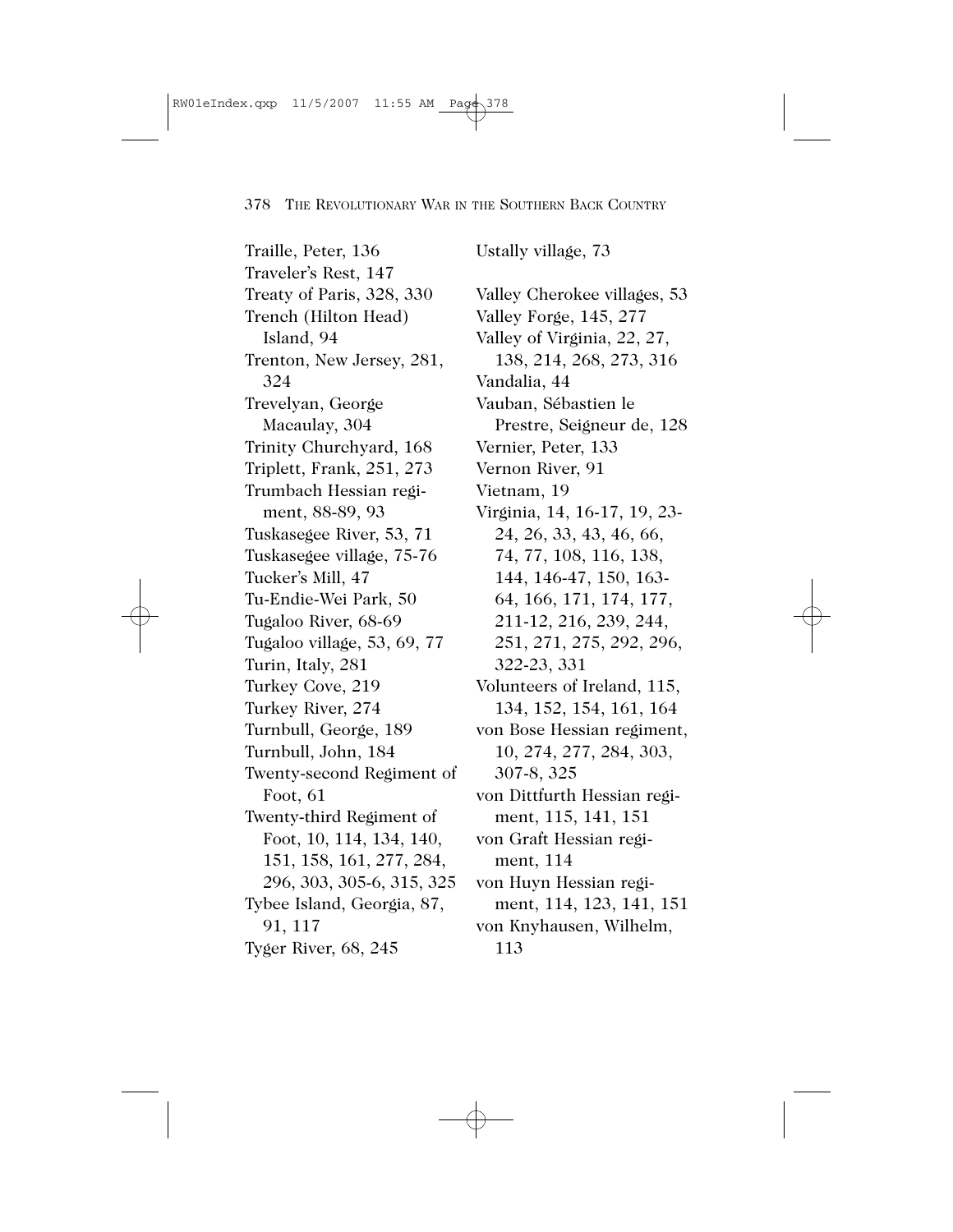Traille, Peter, 136
Traveler's Rest, 147
Treaty of Paris, 328, 330
Trench (Hilton Head) Island, 94
Trenton, New Jersey, 281, 324
Trevelyan, George Macaulay, 304
Trinity Churchyard, 168
Triplett, Frank, 251, 273
Trumbach Hessian regiment, 88-89, 93
Tuskasegee River, 53, 71
Tuskasegee village, 75-76
Tucker's Mill, 47
Tu-Endie-Wei Park, 50
Tugaloo River, 68-69
Tugaloo village, 53, 69, 77
Turin, Italy, 281
Turkey Cove, 219
Turkey River, 274
Turnbull, George, 189
Turnbull, John, 184
Twenty-second Regiment of Foot, 61
Twenty-third Regiment of Foot, 10, 114, 134, 140, 151, 158, 161, 277, 284, 296, 303, 305-6, 315, 325
Tybee Island, Georgia, 87, 91, 117
Tyger River, 68, 245

Ustally village, 73

Valley Cherokee villages, 53
Valley Forge, 145, 277
Valley of Virginia, 22, 27, 138, 214, 268, 273, 316
Vandalia, 44
Vauban, Sébastien le Prestre, Seigneur de, 128
Vernier, Peter, 133
Vernon River, 91
Vietnam, 19
Virginia, 14, 16-17, 19, 23-24, 26, 33, 43, 46, 66, 74, 77, 108, 116, 138, 144, 146-47, 150, 163-64, 166, 171, 174, 177, 211-12, 216, 239, 244, 251, 271, 275, 292, 296, 322-23, 331
Volunteers of Ireland, 115, 134, 152, 154, 161, 164
von Bose Hessian regiment, 10, 274, 277, 284, 303, 307-8, 325
von Dittfurth Hessian regiment, 115, 141, 151
von Graft Hessian regiment, 114
von Huyn Hessian regiment, 114, 123, 141, 151
von Knyhausen, Wilhelm, 113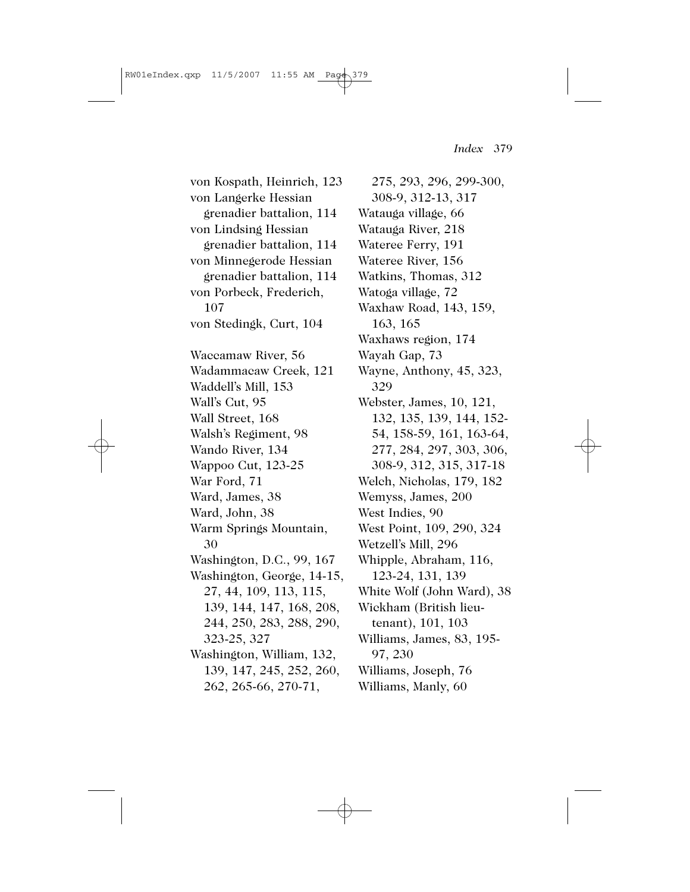von Kospath, Heinrich, 123
von Langerke Hessian grenadier battalion, 114
von Lindsing Hessian grenadier battalion, 114
von Minnegerode Hessian grenadier battalion, 114
von Porbeck, Frederich, 107
von Stedingk, Curt, 104

Waccamaw River, 56
Wadammacaw Creek, 121
Waddell's Mill, 153
Wall's Cut, 95
Wall Street, 168
Walsh's Regiment, 98
Wando River, 134
Wappoo Cut, 123-25
War Ford, 71
Ward, James, 38
Ward, John, 38
Warm Springs Mountain, 30
Washington, D.C., 99, 167
Washington, George, 14-15, 27, 44, 109, 113, 115, 139, 144, 147, 168, 208, 244, 250, 283, 288, 290, 323-25, 327
Washington, William, 132, 139, 147, 245, 252, 260, 262, 265-66, 270-71, 275, 293, 296, 299-300, 308-9, 312-13, 317
Watauga village, 66
Watauga River, 218
Wateree Ferry, 191
Wateree River, 156
Watkins, Thomas, 312
Watoga village, 72
Waxhaw Road, 143, 159, 163, 165
Waxhaws region, 174
Wayah Gap, 73
Wayne, Anthony, 45, 323, 329
Webster, James, 10, 121, 132, 135, 139, 144, 152-54, 158-59, 161, 163-64, 277, 284, 297, 303, 306, 308-9, 312, 315, 317-18
Welch, Nicholas, 179, 182
Wemyss, James, 200
West Indies, 90
West Point, 109, 290, 324
Wetzell's Mill, 296
Whipple, Abraham, 116, 123-24, 131, 139
White Wolf (John Ward), 38
Wickham (British lieutenant), 101, 103
Williams, James, 83, 195-97, 230
Williams, Joseph, 76
Williams, Manly, 60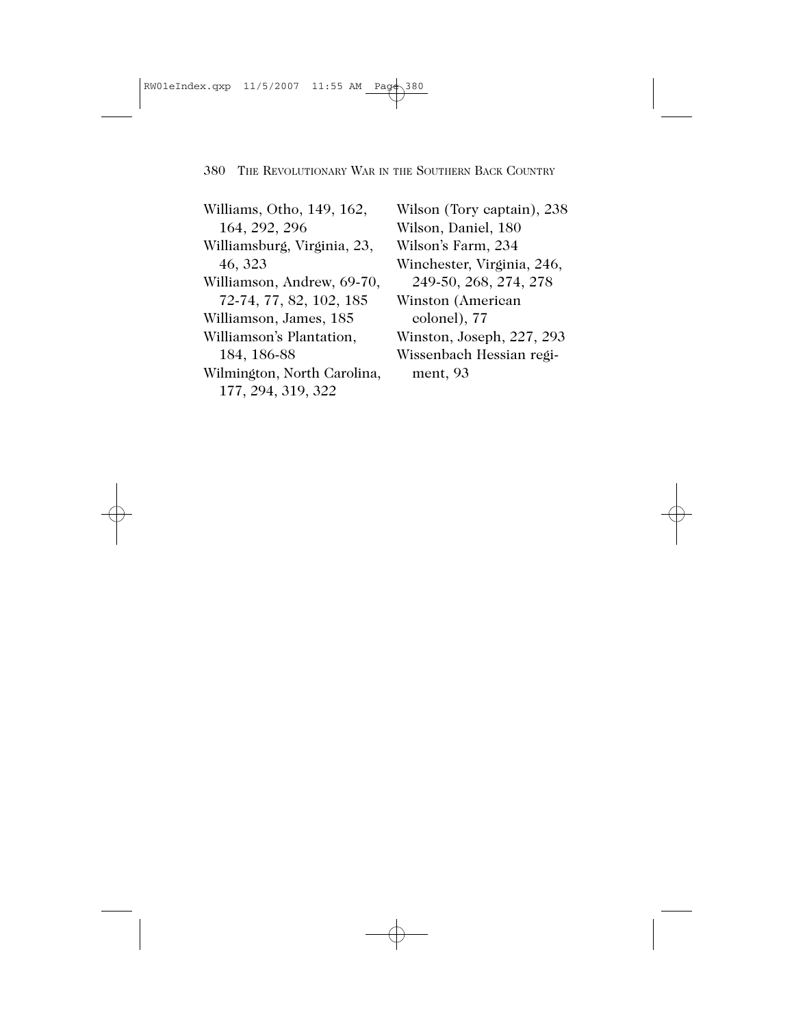Williams, Otho, 149, 162, 164, 292, 296
Williamsburg, Virginia, 23, 46, 323
Williamson, Andrew, 69-70, 72-74, 77, 82, 102, 185
Williamson, James, 185
Williamson's Plantation, 184, 186-88
Wilmington, North Carolina, 177, 294, 319, 322
Wilson (Tory captain), 238
Wilson, Daniel, 180
Wilson's Farm, 234
Winchester, Virginia, 246, 249-50, 268, 274, 278
Winston (American colonel), 77
Winston, Joseph, 227, 293
Wissenbach Hessian regiment, 93